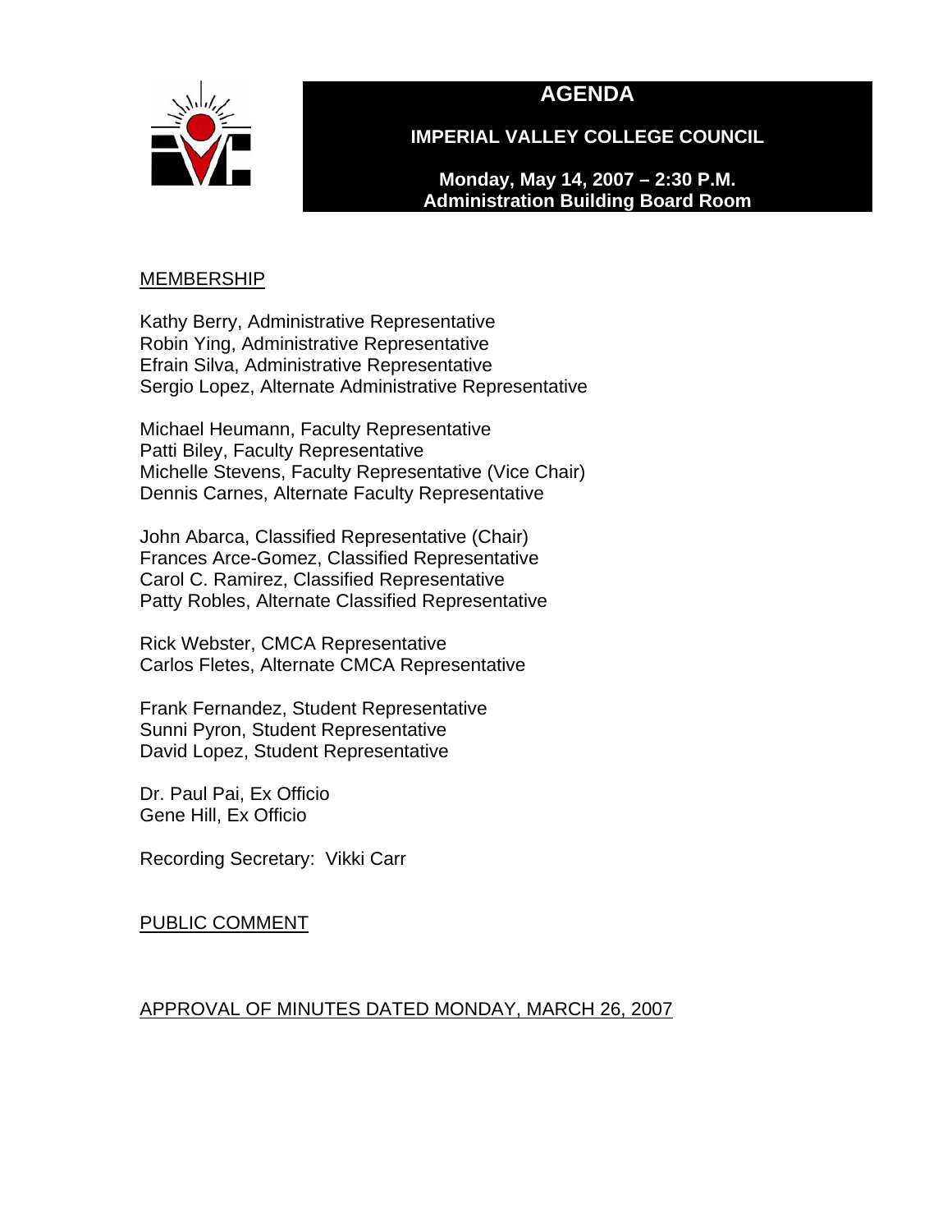# AGENDA

## IMPERIAL VALLEY COLLEGE COUNCIL

**Monday, May 14, 2007 – 2:30 P.M.**
**Administration Building Board Room**

MEMBERSHIP

Kathy Berry, Administrative Representative
Robin Ying, Administrative Representative
Efrain Silva, Administrative Representative
Sergio Lopez, Alternate Administrative Representative

Michael Heumann, Faculty Representative
Patti Biley, Faculty Representative
Michelle Stevens, Faculty Representative (Vice Chair)
Dennis Carnes, Alternate Faculty Representative

John Abarca, Classified Representative (Chair)
Frances Arce-Gomez, Classified Representative
Carol C. Ramirez, Classified Representative
Patty Robles, Alternate Classified Representative

Rick Webster, CMCA Representative
Carlos Fletes, Alternate CMCA Representative

Frank Fernandez, Student Representative
Sunni Pyron, Student Representative
David Lopez, Student Representative

Dr. Paul Pai, Ex Officio
Gene Hill, Ex Officio

Recording Secretary: Vikki Carr

PUBLIC COMMENT

APPROVAL OF MINUTES DATED MONDAY, MARCH 26, 2007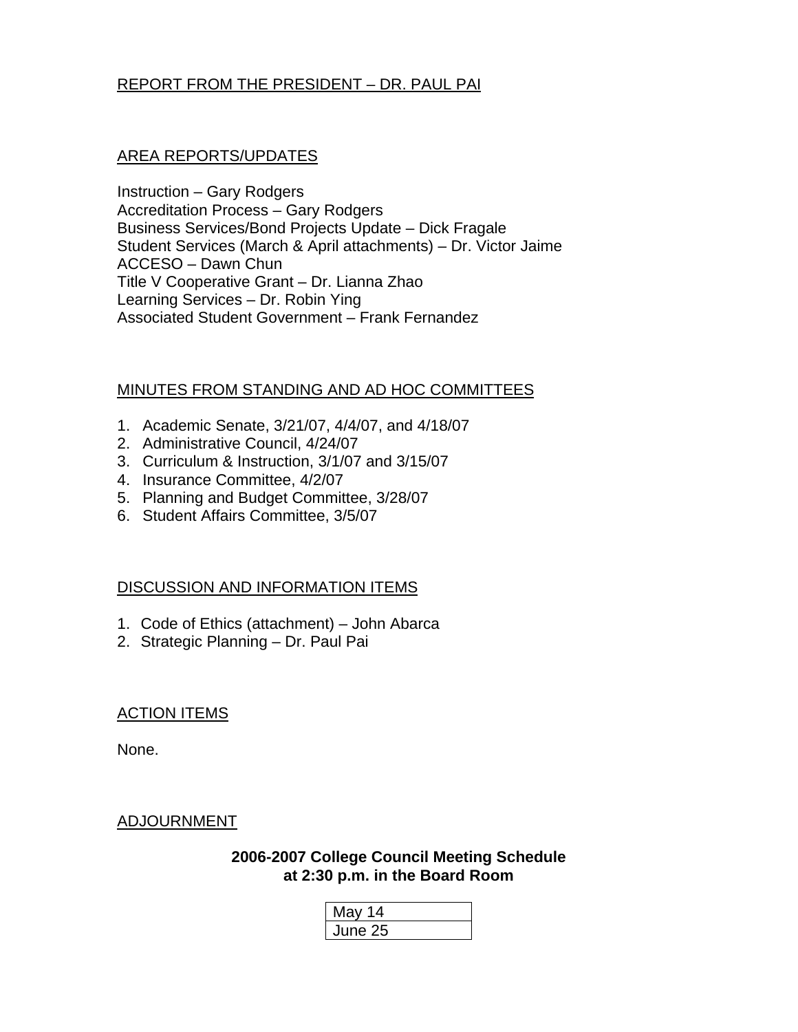## REPORT FROM THE PRESIDENT – DR. PAUL PAI

## AREA REPORTS/UPDATES

Instruction – Gary Rodgers
Accreditation Process – Gary Rodgers
Business Services/Bond Projects Update – Dick Fragale
Student Services (March & April attachments) – Dr. Victor Jaime
ACCESO – Dawn Chun
Title V Cooperative Grant – Dr. Lianna Zhao
Learning Services – Dr. Robin Ying
Associated Student Government – Frank Fernandez

## MINUTES FROM STANDING AND AD HOC COMMITTEES

1. Academic Senate, 3/21/07, 4/4/07, and 4/18/07
2. Administrative Council, 4/24/07
3. Curriculum & Instruction, 3/1/07 and 3/15/07
4. Insurance Committee, 4/2/07
5. Planning and Budget Committee, 3/28/07
6. Student Affairs Committee, 3/5/07

## DISCUSSION AND INFORMATION ITEMS

1. Code of Ethics (attachment) – John Abarca
2. Strategic Planning – Dr. Paul Pai

## ACTION ITEMS

None.

## ADJOURNMENT

**2006-2007 College Council Meeting Schedule at 2:30 p.m. in the Board Room**

| May 14 |
|---|
| June 25 |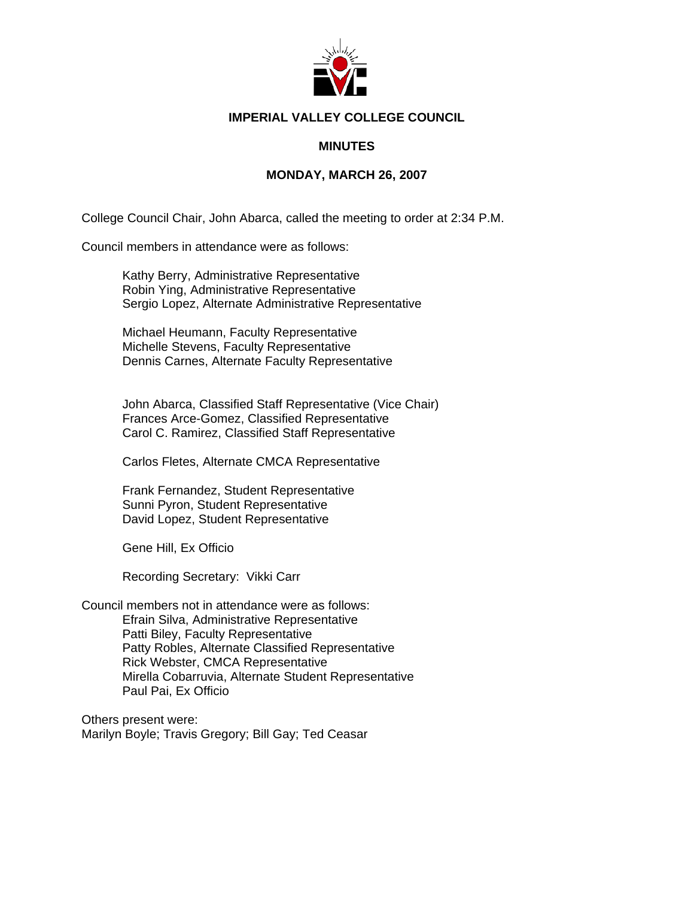**IMPERIAL VALLEY COLLEGE COUNCIL**

**MINUTES**

**MONDAY, MARCH 26, 2007**

College Council Chair, John Abarca, called the meeting to order at 2:34 P.M.

Council members in attendance were as follows:

Kathy Berry, Administrative Representative
Robin Ying, Administrative Representative
Sergio Lopez, Alternate Administrative Representative

Michael Heumann, Faculty Representative
Michelle Stevens, Faculty Representative
Dennis Carnes, Alternate Faculty Representative

John Abarca, Classified Staff Representative (Vice Chair)
Frances Arce-Gomez, Classified Representative
Carol C. Ramirez, Classified Staff Representative

Carlos Fletes, Alternate CMCA Representative

Frank Fernandez, Student Representative
Sunni Pyron, Student Representative
David Lopez, Student Representative

Gene Hill, Ex Officio

Recording Secretary: Vikki Carr

Council members not in attendance were as follows:

Efrain Silva, Administrative Representative
Patti Biley, Faculty Representative
Patty Robles, Alternate Classified Representative
Rick Webster, CMCA Representative
Mirella Cobarruvia, Alternate Student Representative
Paul Pai, Ex Officio

Others present were:
Marilyn Boyle; Travis Gregory; Bill Gay; Ted Ceasar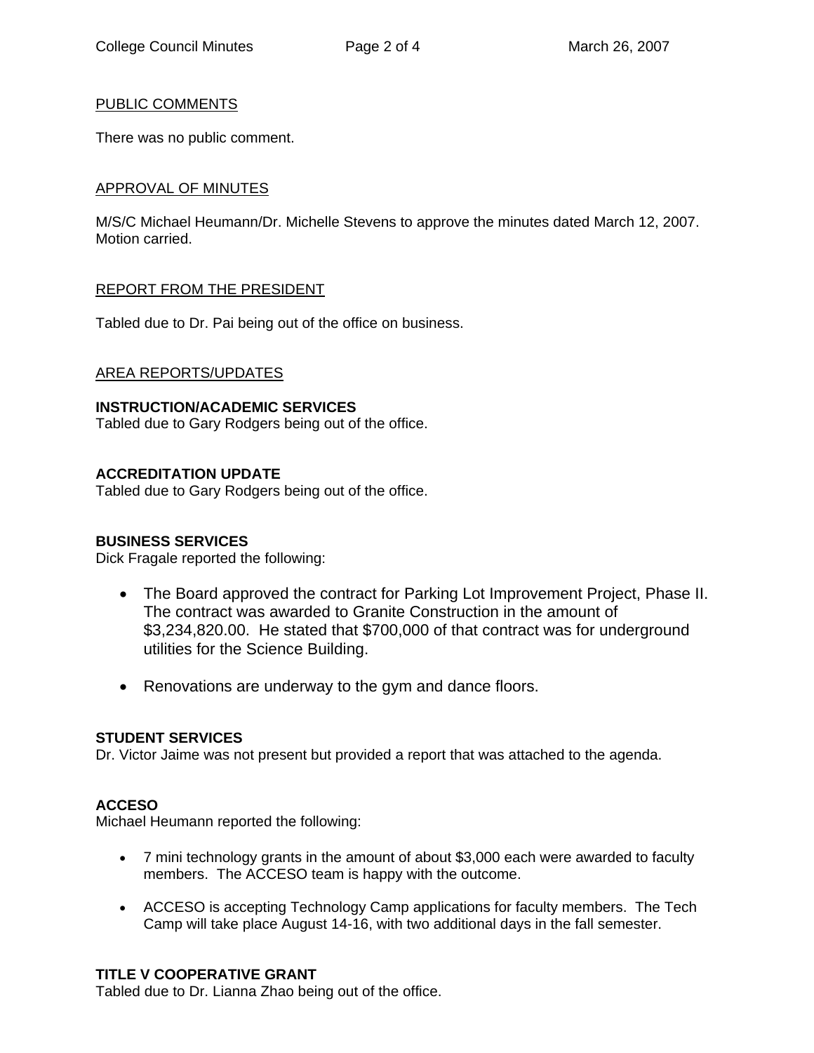## PUBLIC COMMENTS

There was no public comment.

## APPROVAL OF MINUTES

M/S/C Michael Heumann/Dr. Michelle Stevens to approve the minutes dated March 12, 2007. Motion carried.

## REPORT FROM THE PRESIDENT

Tabled due to Dr. Pai being out of the office on business.

## AREA REPORTS/UPDATES

### INSTRUCTION/ACADEMIC SERVICES

Tabled due to Gary Rodgers being out of the office.

### ACCREDITATION UPDATE

Tabled due to Gary Rodgers being out of the office.

### BUSINESS SERVICES

Dick Fragale reported the following:

- The Board approved the contract for Parking Lot Improvement Project, Phase II. The contract was awarded to Granite Construction in the amount of $3,234,820.00. He stated that $700,000 of that contract was for underground utilities for the Science Building.
- Renovations are underway to the gym and dance floors.

### STUDENT SERVICES

Dr. Victor Jaime was not present but provided a report that was attached to the agenda.

### ACCESO

Michael Heumann reported the following:

- 7 mini technology grants in the amount of about $3,000 each were awarded to faculty members. The ACCESO team is happy with the outcome.
- ACCESO is accepting Technology Camp applications for faculty members. The Tech Camp will take place August 14-16, with two additional days in the fall semester.

### TITLE V COOPERATIVE GRANT

Tabled due to Dr. Lianna Zhao being out of the office.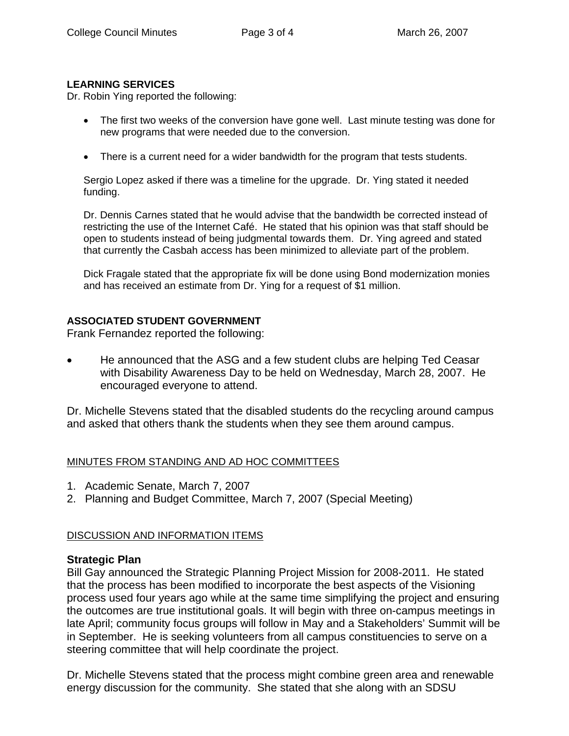**LEARNING SERVICES**
Dr. Robin Ying reported the following:

- The first two weeks of the conversion have gone well. Last minute testing was done for new programs that were needed due to the conversion.

- There is a current need for a wider bandwidth for the program that tests students.

Sergio Lopez asked if there was a timeline for the upgrade. Dr. Ying stated it needed funding.

Dr. Dennis Carnes stated that he would advise that the bandwidth be corrected instead of restricting the use of the Internet Café. He stated that his opinion was that staff should be open to students instead of being judgmental towards them. Dr. Ying agreed and stated that currently the Casbah access has been minimized to alleviate part of the problem.

Dick Fragale stated that the appropriate fix will be done using Bond modernization monies and has received an estimate from Dr. Ying for a request of $1 million.

**ASSOCIATED STUDENT GOVERNMENT**
Frank Fernandez reported the following:

- He announced that the ASG and a few student clubs are helping Ted Ceasar with Disability Awareness Day to be held on Wednesday, March 28, 2007. He encouraged everyone to attend.

Dr. Michelle Stevens stated that the disabled students do the recycling around campus and asked that others thank the students when they see them around campus.

MINUTES FROM STANDING AND AD HOC COMMITTEES

1. Academic Senate, March 7, 2007
2. Planning and Budget Committee, March 7, 2007 (Special Meeting)

DISCUSSION AND INFORMATION ITEMS

**Strategic Plan**
Bill Gay announced the Strategic Planning Project Mission for 2008-2011. He stated that the process has been modified to incorporate the best aspects of the Visioning process used four years ago while at the same time simplifying the project and ensuring the outcomes are true institutional goals. It will begin with three on-campus meetings in late April; community focus groups will follow in May and a Stakeholders' Summit will be in September. He is seeking volunteers from all campus constituencies to serve on a steering committee that will help coordinate the project.

Dr. Michelle Stevens stated that the process might combine green area and renewable energy discussion for the community. She stated that she along with an SDSU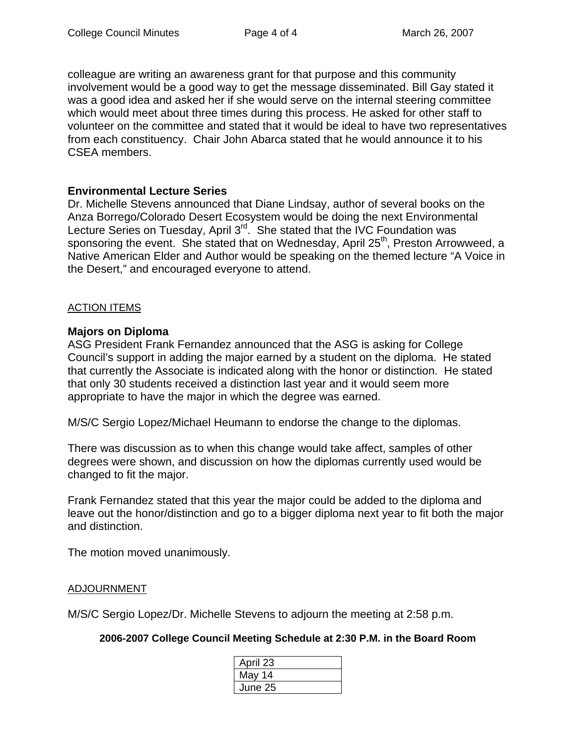colleague are writing an awareness grant for that purpose and this community involvement would be a good way to get the message disseminated. Bill Gay stated it was a good idea and asked her if she would serve on the internal steering committee which would meet about three times during this process. He asked for other staff to volunteer on the committee and stated that it would be ideal to have two representatives from each constituency. Chair John Abarca stated that he would announce it to his CSEA members.

**Environmental Lecture Series**

Dr. Michelle Stevens announced that Diane Lindsay, author of several books on the Anza Borrego/Colorado Desert Ecosystem would be doing the next Environmental Lecture Series on Tuesday, April 3rd. She stated that the IVC Foundation was sponsoring the event. She stated that on Wednesday, April 25th, Preston Arrowweed, a Native American Elder and Author would be speaking on the themed lecture "A Voice in the Desert," and encouraged everyone to attend.

ACTION ITEMS

**Majors on Diploma**

ASG President Frank Fernandez announced that the ASG is asking for College Council's support in adding the major earned by a student on the diploma. He stated that currently the Associate is indicated along with the honor or distinction. He stated that only 30 students received a distinction last year and it would seem more appropriate to have the major in which the degree was earned.

M/S/C Sergio Lopez/Michael Heumann to endorse the change to the diplomas.

There was discussion as to when this change would take affect, samples of other degrees were shown, and discussion on how the diplomas currently used would be changed to fit the major.

Frank Fernandez stated that this year the major could be added to the diploma and leave out the honor/distinction and go to a bigger diploma next year to fit both the major and distinction.

The motion moved unanimously.

ADJOURNMENT

M/S/C Sergio Lopez/Dr. Michelle Stevens to adjourn the meeting at 2:58 p.m.

**2006-2007 College Council Meeting Schedule at 2:30 P.M. in the Board Room**

| April 23 |
|---|
| May 14 |
| June 25 |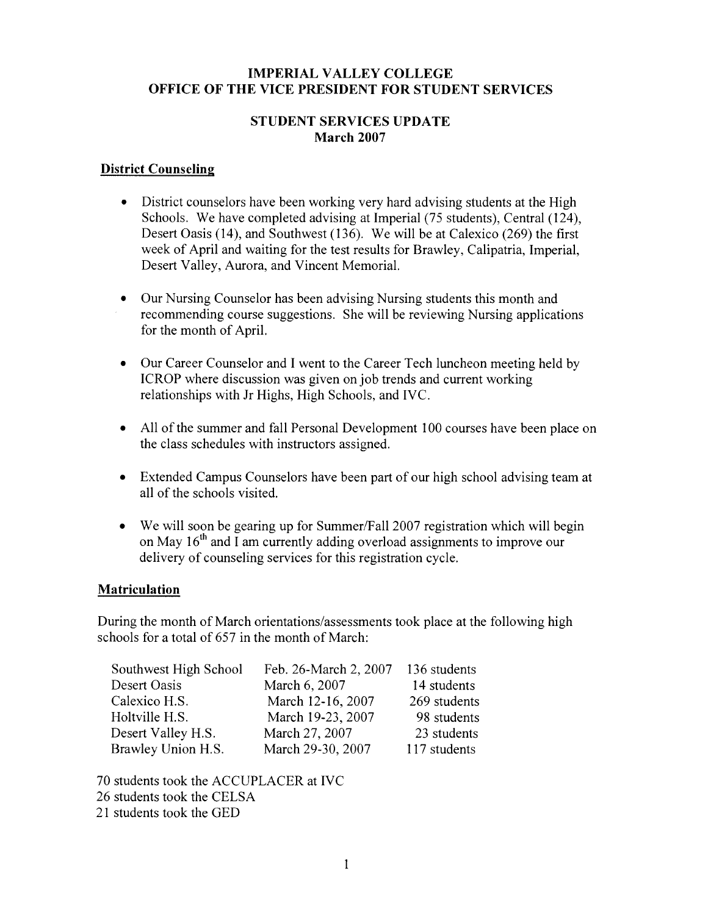# IMPERIAL VALLEY COLLEGE
# OFFICE OF THE VICE PRESIDENT FOR STUDENT SERVICES

## STUDENT SERVICES UPDATE
## March 2007

### District Counseling

- District counselors have been working very hard advising students at the High Schools. We have completed advising at Imperial (75 students), Central (124), Desert Oasis (14), and Southwest (136). We will be at Calexico (269) the first week of April and waiting for the test results for Brawley, Calipatria, Imperial, Desert Valley, Aurora, and Vincent Memorial.

- Our Nursing Counselor has been advising Nursing students this month and recommending course suggestions. She will be reviewing Nursing applications for the month of April.

- Our Career Counselor and I went to the Career Tech luncheon meeting held by ICROP where discussion was given on job trends and current working relationships with Jr Highs, High Schools, and IVC.

- All of the summer and fall Personal Development 100 courses have been place on the class schedules with instructors assigned.

- Extended Campus Counselors have been part of our high school advising team at all of the schools visited.

- We will soon be gearing up for Summer/Fall 2007 registration which will begin on May 16th and I am currently adding overload assignments to improve our delivery of counseling services for this registration cycle.

### Matriculation

During the month of March orientations/assessments took place at the following high schools for a total of 657 in the month of March:

| | | |
|---|---|---|
| Southwest High School | Feb. 26-March 2, 2007 | 136 students |
| Desert Oasis | March 6, 2007 | 14 students |
| Calexico H.S. | March 12-16, 2007 | 269 students |
| Holtville H.S. | March 19-23, 2007 | 98 students |
| Desert Valley H.S. | March 27, 2007 | 23 students |
| Brawley Union H.S. | March 29-30, 2007 | 117 students |

70 students took the ACCUPLACER at IVC
26 students took the CELSA
21 students took the GED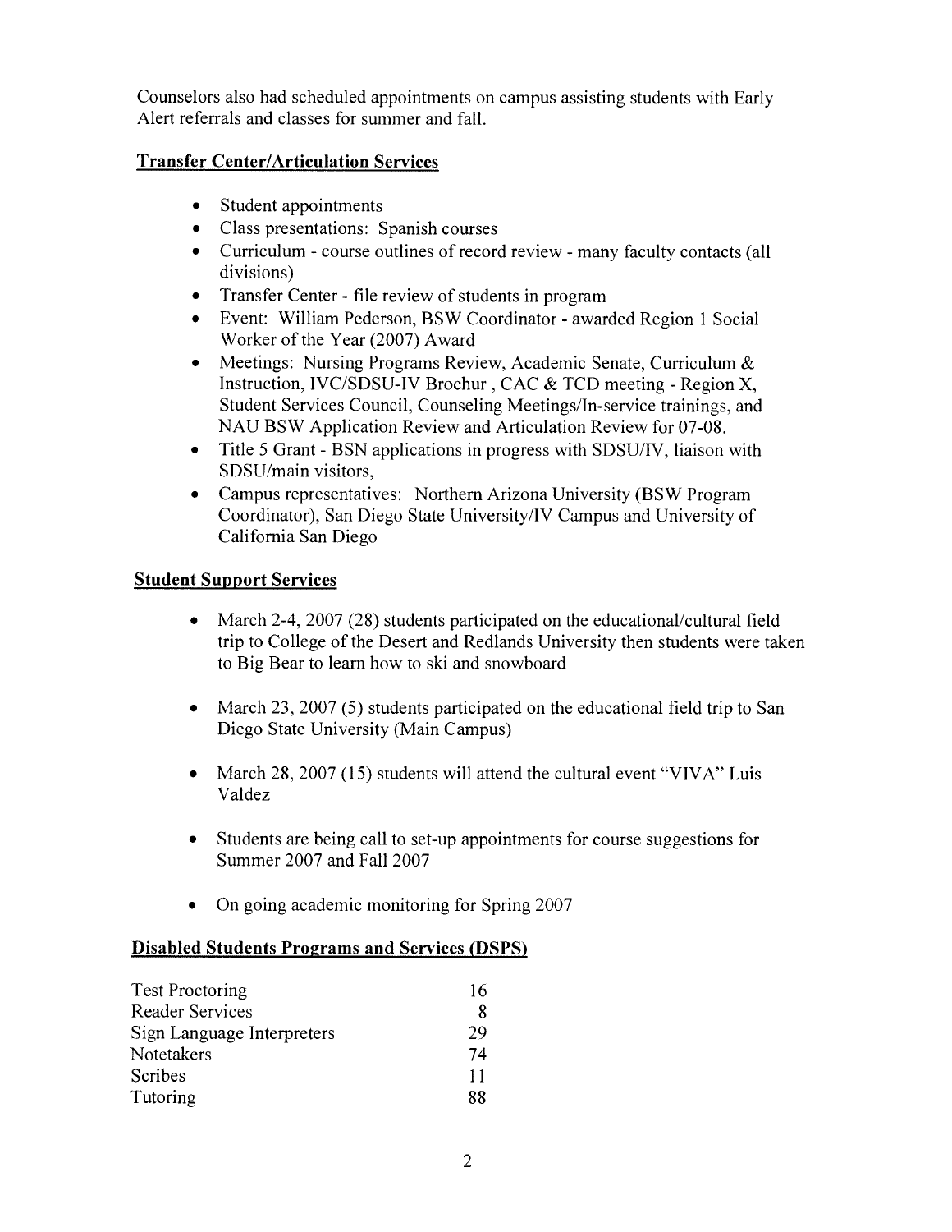Counselors also had scheduled appointments on campus assisting students with Early Alert referrals and classes for summer and fall.

## Transfer Center/Articulation Services

- Student appointments
- Class presentations: Spanish courses
- Curriculum - course outlines of record review - many faculty contacts (all divisions)
- Transfer Center - file review of students in program
- Event: William Pederson, BSW Coordinator - awarded Region 1 Social Worker of the Year (2007) Award
- Meetings: Nursing Programs Review, Academic Senate, Curriculum & Instruction, IVC/SDSU-IV Brochur , CAC & TCD meeting - Region X, Student Services Council, Counseling Meetings/In-service trainings, and NAU BSW Application Review and Articulation Review for 07-08.
- Title 5 Grant - BSN applications in progress with SDSU/IV, liaison with SDSU/main visitors,
- Campus representatives: Northern Arizona University (BSW Program Coordinator), San Diego State University/IV Campus and University of California San Diego

## Student Support Services

- March 2-4, 2007 (28) students participated on the educational/cultural field trip to College of the Desert and Redlands University then students were taken to Big Bear to learn how to ski and snowboard

- March 23, 2007 (5) students participated on the educational field trip to San Diego State University (Main Campus)

- March 28, 2007 (15) students will attend the cultural event "VIVA" Luis Valdez

- Students are being call to set-up appointments for course suggestions for Summer 2007 and Fall 2007

- On going academic monitoring for Spring 2007

## Disabled Students Programs and Services (DSPS)

| | |
|---|---|
| Test Proctoring | 16 |
| Reader Services | 8 |
| Sign Language Interpreters | 29 |
| Notetakers | 74 |
| Scribes | 11 |
| Tutoring | 88 |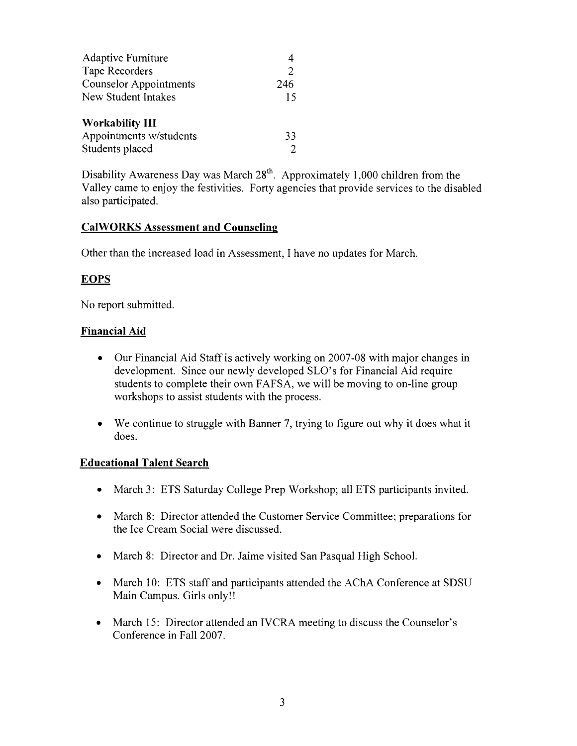| | |
|---|---|
| Adaptive Furniture | 4 |
| Tape Recorders | 2 |
| Counselor Appointments | 246 |
| New Student Intakes | 15 |

**Workability III**

| | |
|---|---|
| Appointments w/students | 33 |
| Students placed | 2 |

Disability Awareness Day was March 28th. Approximately 1,000 children from the Valley came to enjoy the festivities. Forty agencies that provide services to the disabled also participated.

## CalWORKS Assessment and Counseling

Other than the increased load in Assessment, I have no updates for March.

## EOPS

No report submitted.

## Financial Aid

- Our Financial Aid Staff is actively working on 2007-08 with major changes in development. Since our newly developed SLO's for Financial Aid require students to complete their own FAFSA, we will be moving to on-line group workshops to assist students with the process.
- We continue to struggle with Banner 7, trying to figure out why it does what it does.

## Educational Talent Search

- March 3: ETS Saturday College Prep Workshop; all ETS participants invited.
- March 8: Director attended the Customer Service Committee; preparations for the Ice Cream Social were discussed.
- March 8: Director and Dr. Jaime visited San Pasqual High School.
- March 10: ETS staff and participants attended the AChA Conference at SDSU Main Campus. Girls only!!
- March 15: Director attended an IVCRA meeting to discuss the Counselor's Conference in Fall 2007.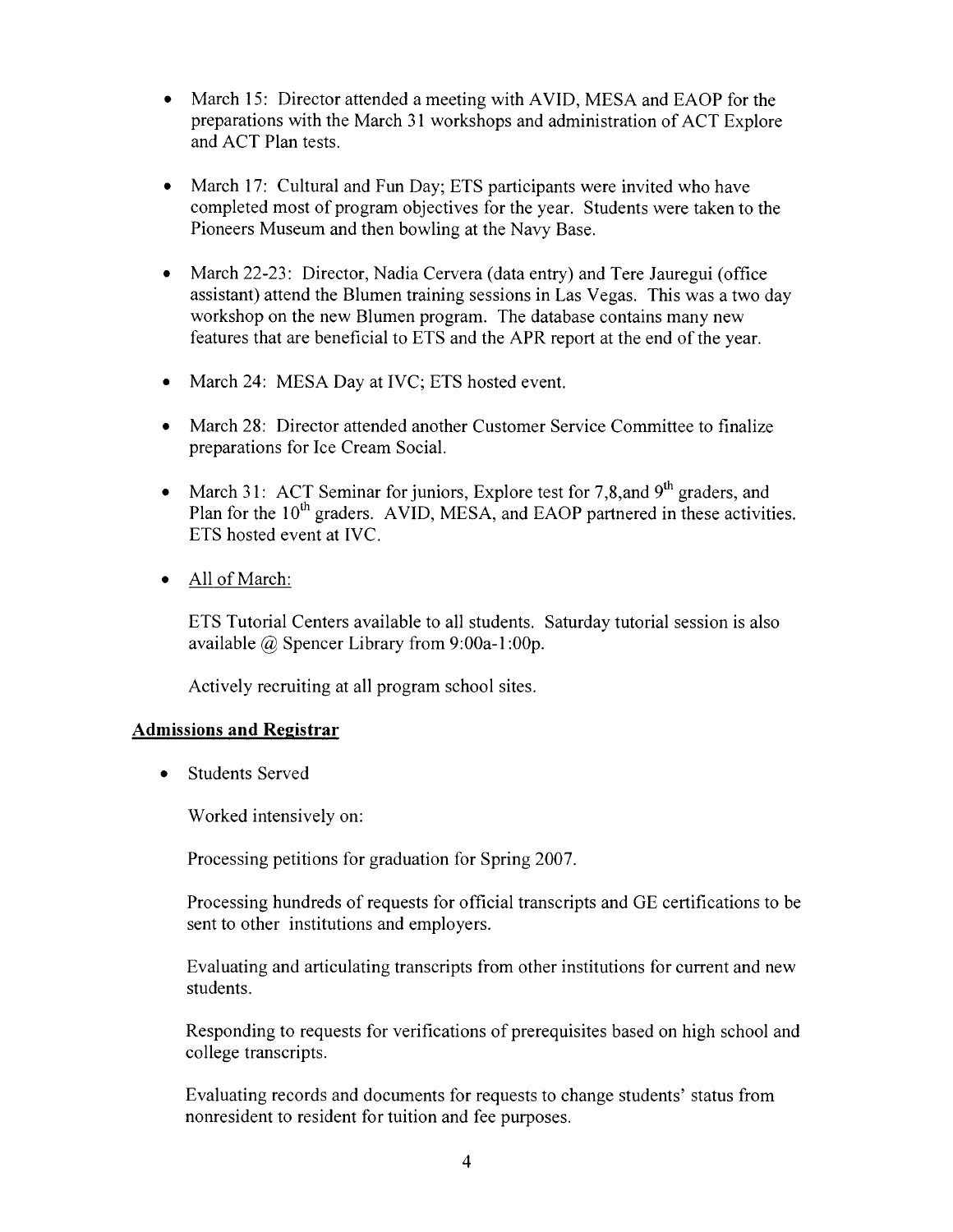- March 15: Director attended a meeting with AVID, MESA and EAOP for the preparations with the March 31 workshops and administration of ACT Explore and ACT Plan tests.

- March 17: Cultural and Fun Day; ETS participants were invited who have completed most of program objectives for the year. Students were taken to the Pioneers Museum and then bowling at the Navy Base.

- March 22-23: Director, Nadia Cervera (data entry) and Tere Jauregui (office assistant) attend the Blumen training sessions in Las Vegas. This was a two day workshop on the new Blumen program. The database contains many new features that are beneficial to ETS and the APR report at the end of the year.

- March 24: MESA Day at IVC; ETS hosted event.

- March 28: Director attended another Customer Service Committee to finalize preparations for Ice Cream Social.

- March 31: ACT Seminar for juniors, Explore test for 7,8,and 9th graders, and Plan for the 10th graders. AVID, MESA, and EAOP partnered in these activities. ETS hosted event at IVC.

- All of March:

  ETS Tutorial Centers available to all students. Saturday tutorial session is also available @ Spencer Library from 9:00a-1:00p.

  Actively recruiting at all program school sites.

## Admissions and Registrar

- Students Served

  Worked intensively on:

  Processing petitions for graduation for Spring 2007.

  Processing hundreds of requests for official transcripts and GE certifications to be sent to other institutions and employers.

  Evaluating and articulating transcripts from other institutions for current and new students.

  Responding to requests for verifications of prerequisites based on high school and college transcripts.

  Evaluating records and documents for requests to change students' status from nonresident to resident for tuition and fee purposes.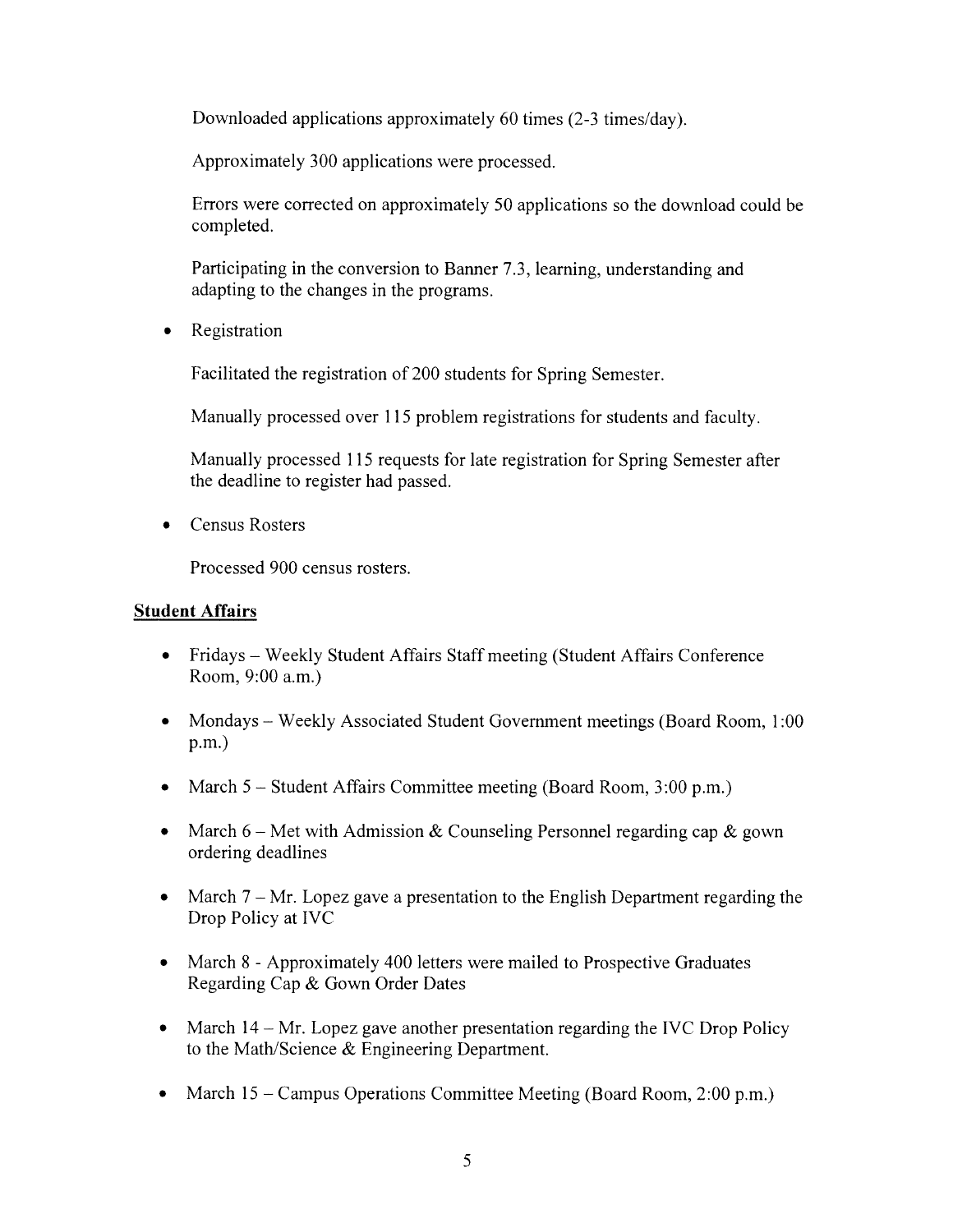Downloaded applications approximately 60 times (2-3 times/day).

Approximately 300 applications were processed.

Errors were corrected on approximately 50 applications so the download could be completed.

Participating in the conversion to Banner 7.3, learning, understanding and adapting to the changes in the programs.

- Registration

  Facilitated the registration of 200 students for Spring Semester.

  Manually processed over 115 problem registrations for students and faculty.

  Manually processed 115 requests for late registration for Spring Semester after the deadline to register had passed.

- Census Rosters

  Processed 900 census rosters.

**Student Affairs**

- Fridays – Weekly Student Affairs Staff meeting (Student Affairs Conference Room, 9:00 a.m.)
- Mondays – Weekly Associated Student Government meetings (Board Room, 1:00 p.m.)
- March 5 – Student Affairs Committee meeting (Board Room, 3:00 p.m.)
- March 6 – Met with Admission & Counseling Personnel regarding cap & gown ordering deadlines
- March 7 – Mr. Lopez gave a presentation to the English Department regarding the Drop Policy at IVC
- March 8 - Approximately 400 letters were mailed to Prospective Graduates Regarding Cap & Gown Order Dates
- March 14 – Mr. Lopez gave another presentation regarding the IVC Drop Policy to the Math/Science & Engineering Department.
- March 15 – Campus Operations Committee Meeting (Board Room, 2:00 p.m.)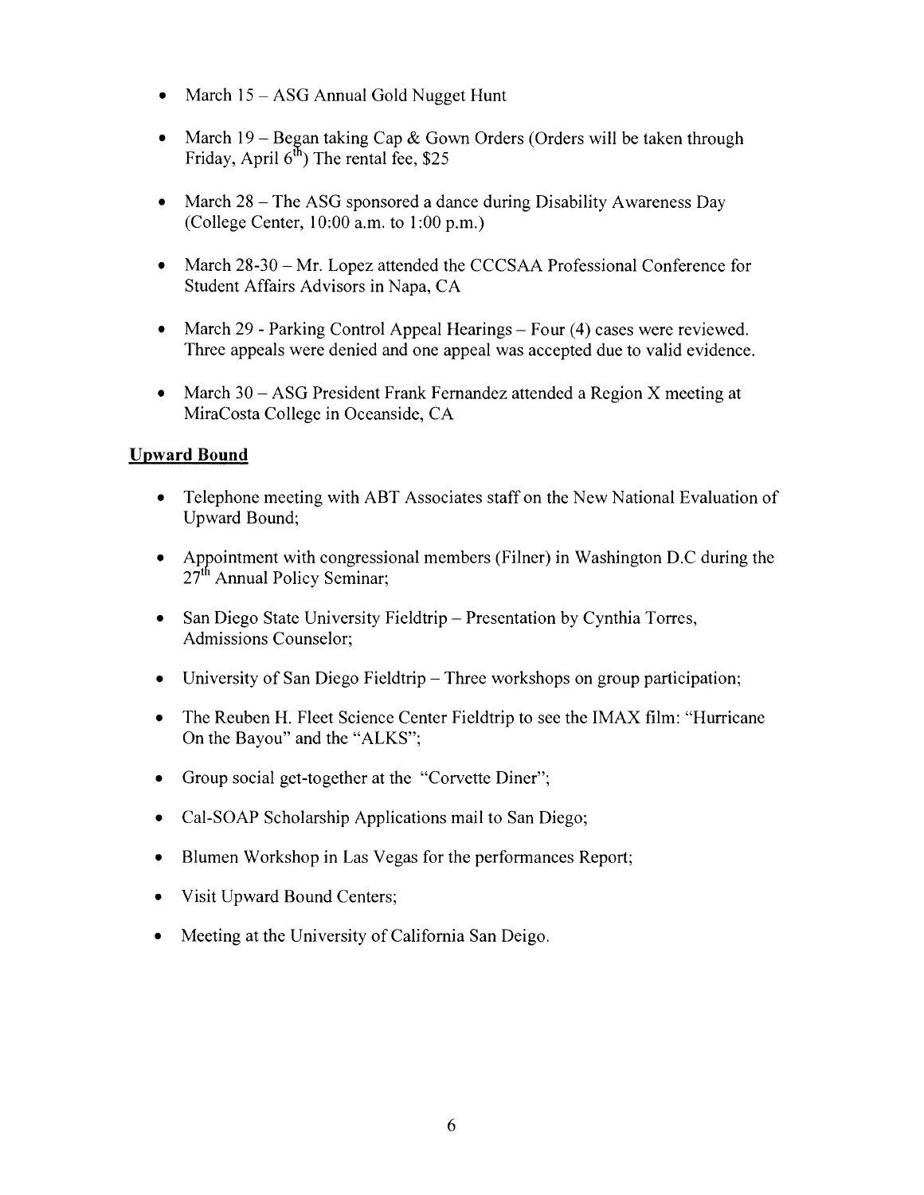- March 15 – ASG Annual Gold Nugget Hunt
- March 19 – Began taking Cap & Gown Orders (Orders will be taken through Friday, April 6th) The rental fee, $25
- March 28 – The ASG sponsored a dance during Disability Awareness Day (College Center, 10:00 a.m. to 1:00 p.m.)
- March 28-30 – Mr. Lopez attended the CCCSAA Professional Conference for Student Affairs Advisors in Napa, CA
- March 29 - Parking Control Appeal Hearings – Four (4) cases were reviewed. Three appeals were denied and one appeal was accepted due to valid evidence.
- March 30 – ASG President Frank Fernandez attended a Region X meeting at MiraCosta College in Oceanside, CA

## Upward Bound

- Telephone meeting with ABT Associates staff on the New National Evaluation of Upward Bound;
- Appointment with congressional members (Filner) in Washington D.C during the 27th Annual Policy Seminar;
- San Diego State University Fieldtrip – Presentation by Cynthia Torres, Admissions Counselor;
- University of San Diego Fieldtrip – Three workshops on group participation;
- The Reuben H. Fleet Science Center Fieldtrip to see the IMAX film: "Hurricane On the Bayou" and the "ALKS";
- Group social get-together at the "Corvette Diner";
- Cal-SOAP Scholarship Applications mail to San Diego;
- Blumen Workshop in Las Vegas for the performances Report;
- Visit Upward Bound Centers;
- Meeting at the University of California San Deigo.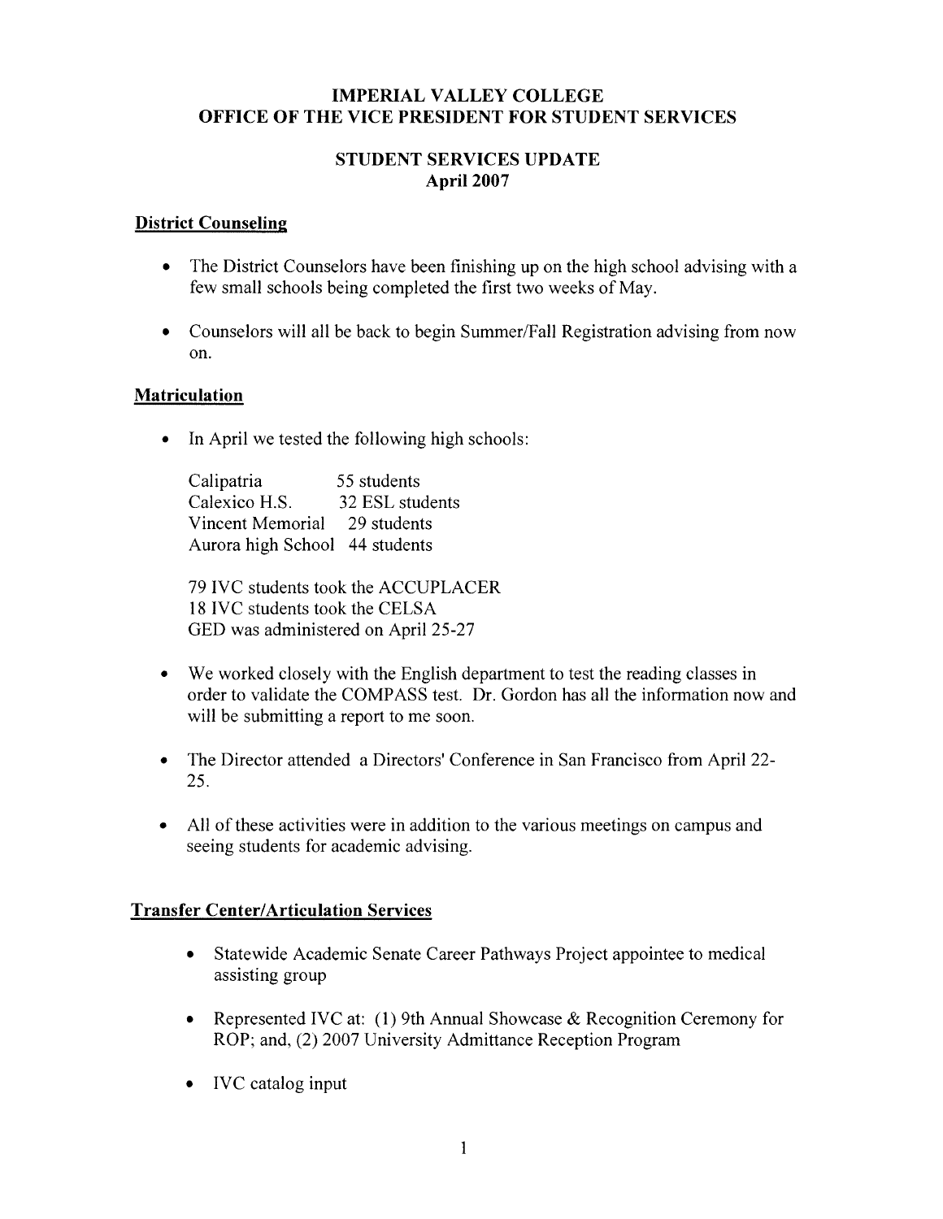# IMPERIAL VALLEY COLLEGE
# OFFICE OF THE VICE PRESIDENT FOR STUDENT SERVICES

## STUDENT SERVICES UPDATE
## April 2007

### District Counseling

- The District Counselors have been finishing up on the high school advising with a few small schools being completed the first two weeks of May.
- Counselors will all be back to begin Summer/Fall Registration advising from now on.

### Matriculation

- In April we tested the following high schools:

  Calipatria 55 students
  Calexico H.S. 32 ESL students
  Vincent Memorial 29 students
  Aurora high School 44 students

  79 IVC students took the ACCUPLACER
  18 IVC students took the CELSA
  GED was administered on April 25-27

- We worked closely with the English department to test the reading classes in order to validate the COMPASS test. Dr. Gordon has all the information now and will be submitting a report to me soon.
- The Director attended a Directors' Conference in San Francisco from April 22-25.
- All of these activities were in addition to the various meetings on campus and seeing students for academic advising.

### Transfer Center/Articulation Services

- Statewide Academic Senate Career Pathways Project appointee to medical assisting group
- Represented IVC at: (1) 9th Annual Showcase & Recognition Ceremony for ROP; and, (2) 2007 University Admittance Reception Program
- IVC catalog input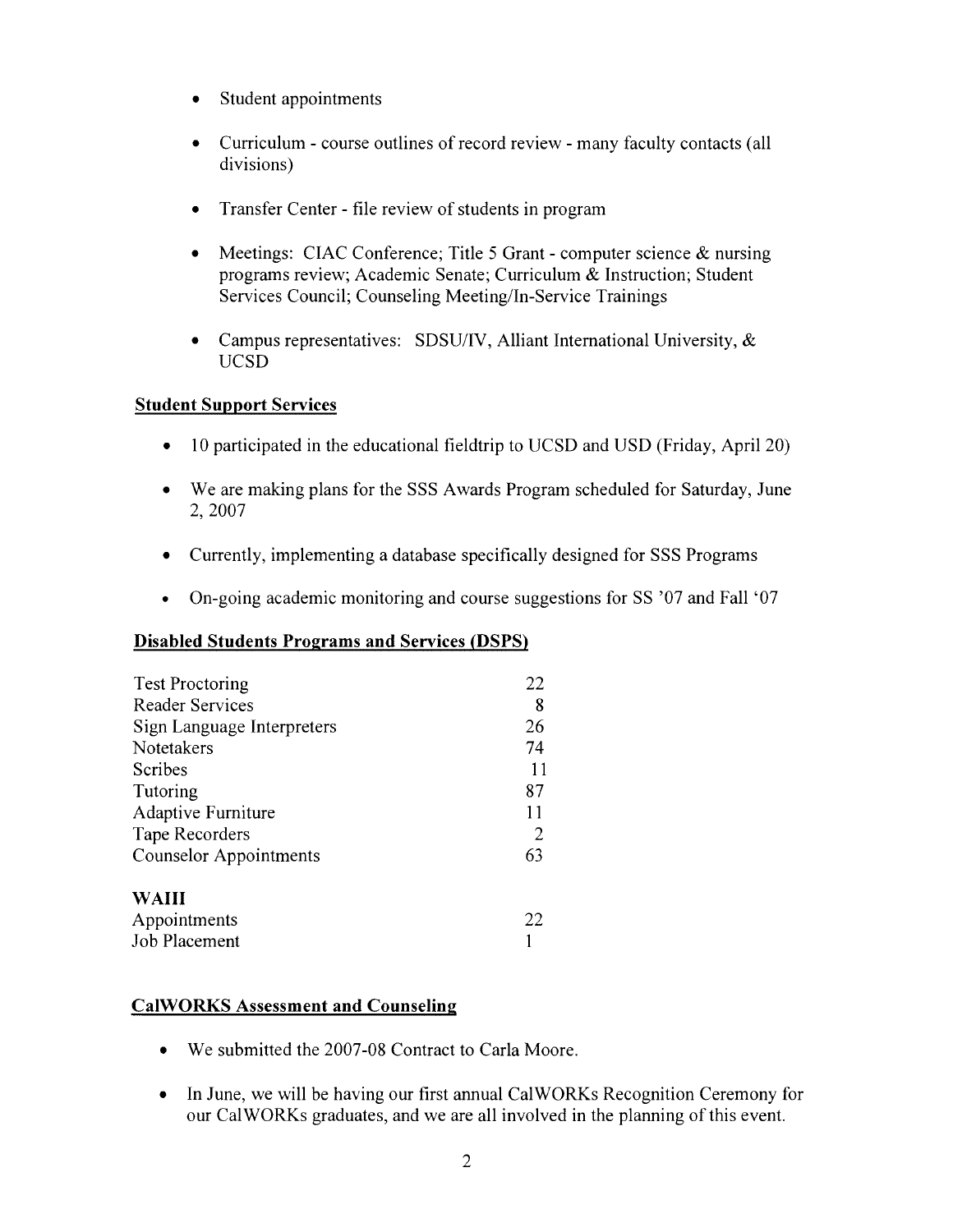- Student appointments
- Curriculum - course outlines of record review - many faculty contacts (all divisions)
- Transfer Center - file review of students in program
- Meetings: CIAC Conference; Title 5 Grant - computer science & nursing programs review; Academic Senate; Curriculum & Instruction; Student Services Council; Counseling Meeting/In-Service Trainings
- Campus representatives: SDSU/IV, Alliant International University, & UCSD

**Student Support Services**

- 10 participated in the educational fieldtrip to UCSD and USD (Friday, April 20)
- We are making plans for the SSS Awards Program scheduled for Saturday, June 2, 2007
- Currently, implementing a database specifically designed for SSS Programs
- On-going academic monitoring and course suggestions for SS '07 and Fall '07

**Disabled Students Programs and Services (DSPS)**

| | |
|---|---|
| Test Proctoring | 22 |
| Reader Services | 8 |
| Sign Language Interpreters | 26 |
| Notetakers | 74 |
| Scribes | 11 |
| Tutoring | 87 |
| Adaptive Furniture | 11 |
| Tape Recorders | 2 |
| Counselor Appointments | 63 |

**WAIII**

| | |
|---|---|
| Appointments | 22 |
| Job Placement | 1 |

**CalWORKS Assessment and Counseling**

- We submitted the 2007-08 Contract to Carla Moore.
- In June, we will be having our first annual CalWORKs Recognition Ceremony for our CalWORKs graduates, and we are all involved in the planning of this event.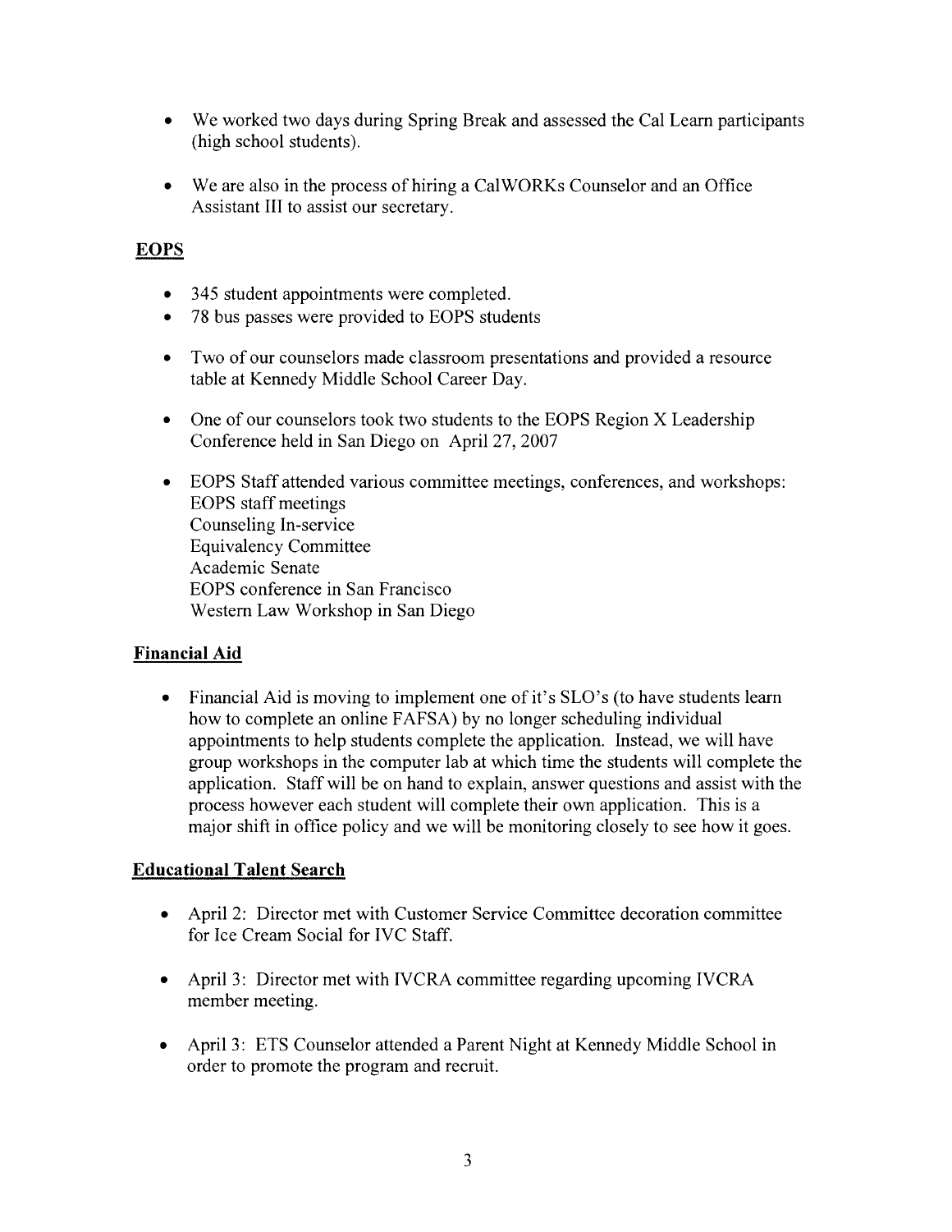- We worked two days during Spring Break and assessed the Cal Learn participants (high school students).

- We are also in the process of hiring a CalWORKs Counselor and an Office Assistant III to assist our secretary.

## EOPS

- 345 student appointments were completed.
- 78 bus passes were provided to EOPS students

- Two of our counselors made classroom presentations and provided a resource table at Kennedy Middle School Career Day.

- One of our counselors took two students to the EOPS Region X Leadership Conference held in San Diego on April 27, 2007

- EOPS Staff attended various committee meetings, conferences, and workshops:
  EOPS staff meetings
  Counseling In-service
  Equivalency Committee
  Academic Senate
  EOPS conference in San Francisco
  Western Law Workshop in San Diego

## Financial Aid

- Financial Aid is moving to implement one of it's SLO's (to have students learn how to complete an online FAFSA) by no longer scheduling individual appointments to help students complete the application. Instead, we will have group workshops in the computer lab at which time the students will complete the application. Staff will be on hand to explain, answer questions and assist with the process however each student will complete their own application. This is a major shift in office policy and we will be monitoring closely to see how it goes.

## Educational Talent Search

- April 2: Director met with Customer Service Committee decoration committee for Ice Cream Social for IVC Staff.

- April 3: Director met with IVCRA committee regarding upcoming IVCRA member meeting.

- April 3: ETS Counselor attended a Parent Night at Kennedy Middle School in order to promote the program and recruit.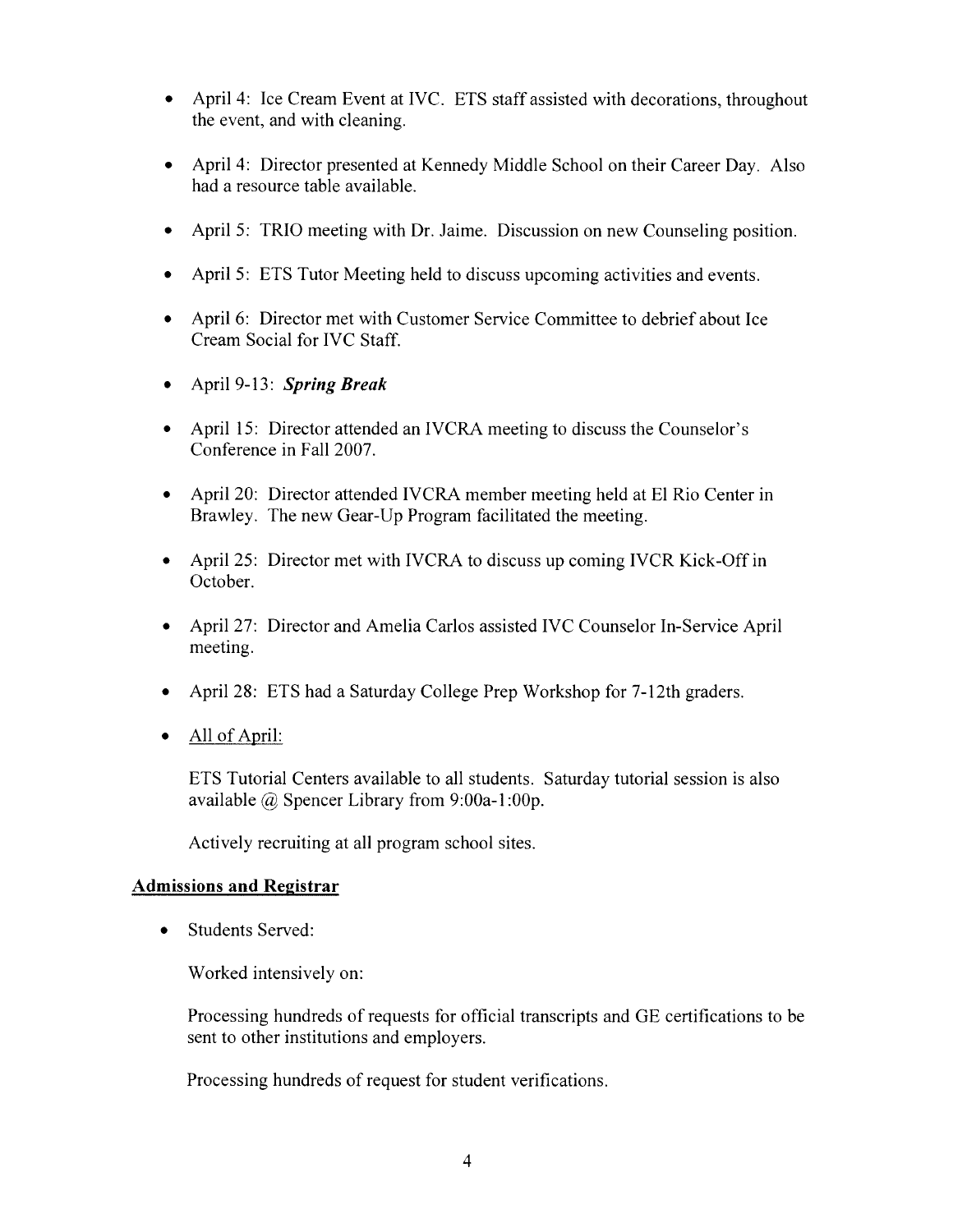- April 4: Ice Cream Event at IVC. ETS staff assisted with decorations, throughout the event, and with cleaning.

- April 4: Director presented at Kennedy Middle School on their Career Day. Also had a resource table available.

- April 5: TRIO meeting with Dr. Jaime. Discussion on new Counseling position.

- April 5: ETS Tutor Meeting held to discuss upcoming activities and events.

- April 6: Director met with Customer Service Committee to debrief about Ice Cream Social for IVC Staff.

- April 9-13: ***Spring Break***

- April 15: Director attended an IVCRA meeting to discuss the Counselor's Conference in Fall 2007.

- April 20: Director attended IVCRA member meeting held at El Rio Center in Brawley. The new Gear-Up Program facilitated the meeting.

- April 25: Director met with IVCRA to discuss up coming IVCR Kick-Off in October.

- April 27: Director and Amelia Carlos assisted IVC Counselor In-Service April meeting.

- April 28: ETS had a Saturday College Prep Workshop for 7-12th graders.

- <u>All of April:</u>

  ETS Tutorial Centers available to all students. Saturday tutorial session is also available @ Spencer Library from 9:00a-1:00p.

  Actively recruiting at all program school sites.

**<u>Admissions and Registrar</u>**

- Students Served:

  Worked intensively on:

  Processing hundreds of requests for official transcripts and GE certifications to be sent to other institutions and employers.

  Processing hundreds of request for student verifications.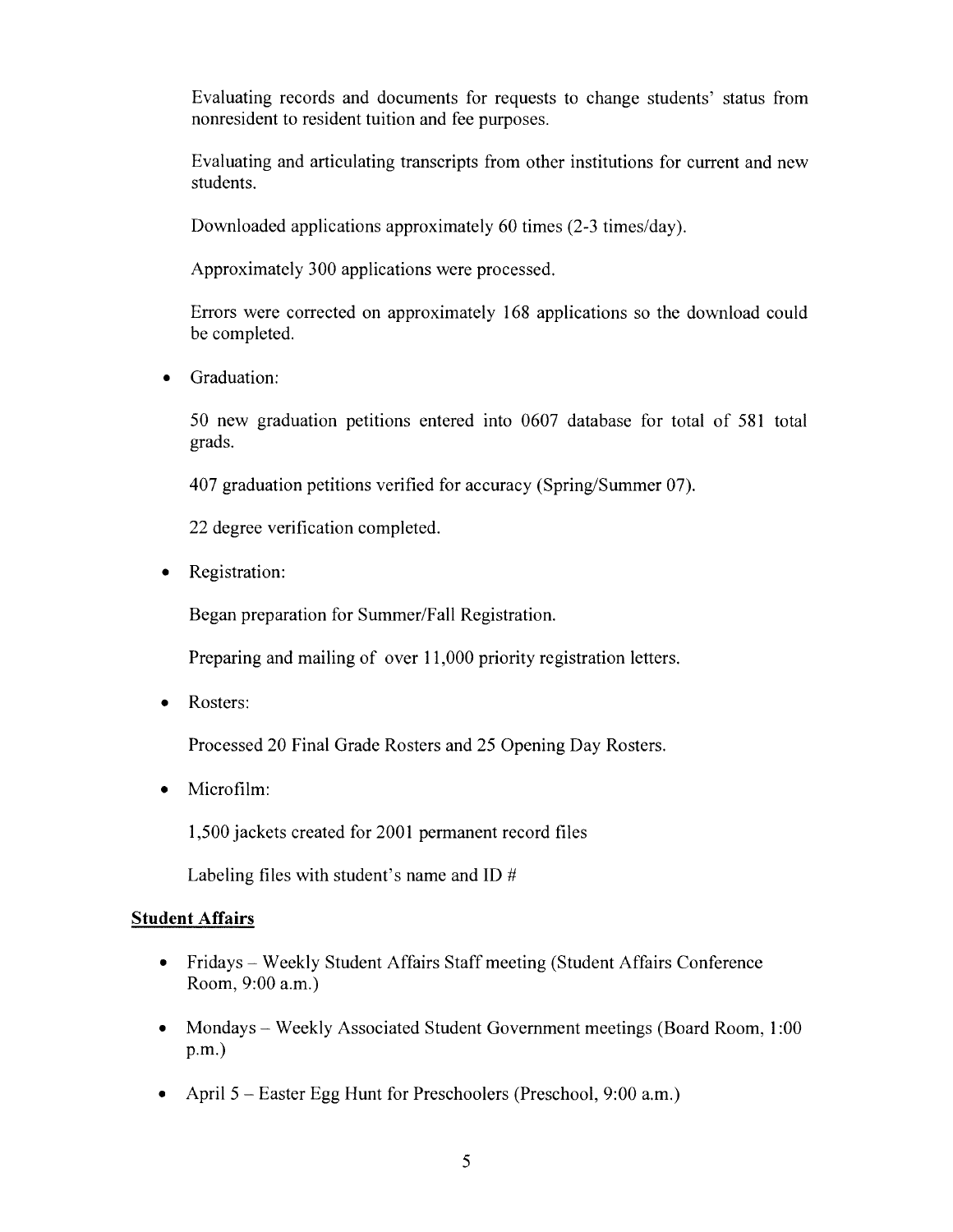Evaluating records and documents for requests to change students' status from nonresident to resident tuition and fee purposes.

Evaluating and articulating transcripts from other institutions for current and new students.

Downloaded applications approximately 60 times (2-3 times/day).

Approximately 300 applications were processed.

Errors were corrected on approximately 168 applications so the download could be completed.

- Graduation:

  50 new graduation petitions entered into 0607 database for total of 581 total grads.

  407 graduation petitions verified for accuracy (Spring/Summer 07).

  22 degree verification completed.

- Registration:

  Began preparation for Summer/Fall Registration.

  Preparing and mailing of over 11,000 priority registration letters.

- Rosters:

  Processed 20 Final Grade Rosters and 25 Opening Day Rosters.

- Microfilm:

  1,500 jackets created for 2001 permanent record files

  Labeling files with student's name and ID #

**Student Affairs**

- Fridays – Weekly Student Affairs Staff meeting (Student Affairs Conference Room, 9:00 a.m.)
- Mondays – Weekly Associated Student Government meetings (Board Room, 1:00 p.m.)
- April 5 – Easter Egg Hunt for Preschoolers (Preschool, 9:00 a.m.)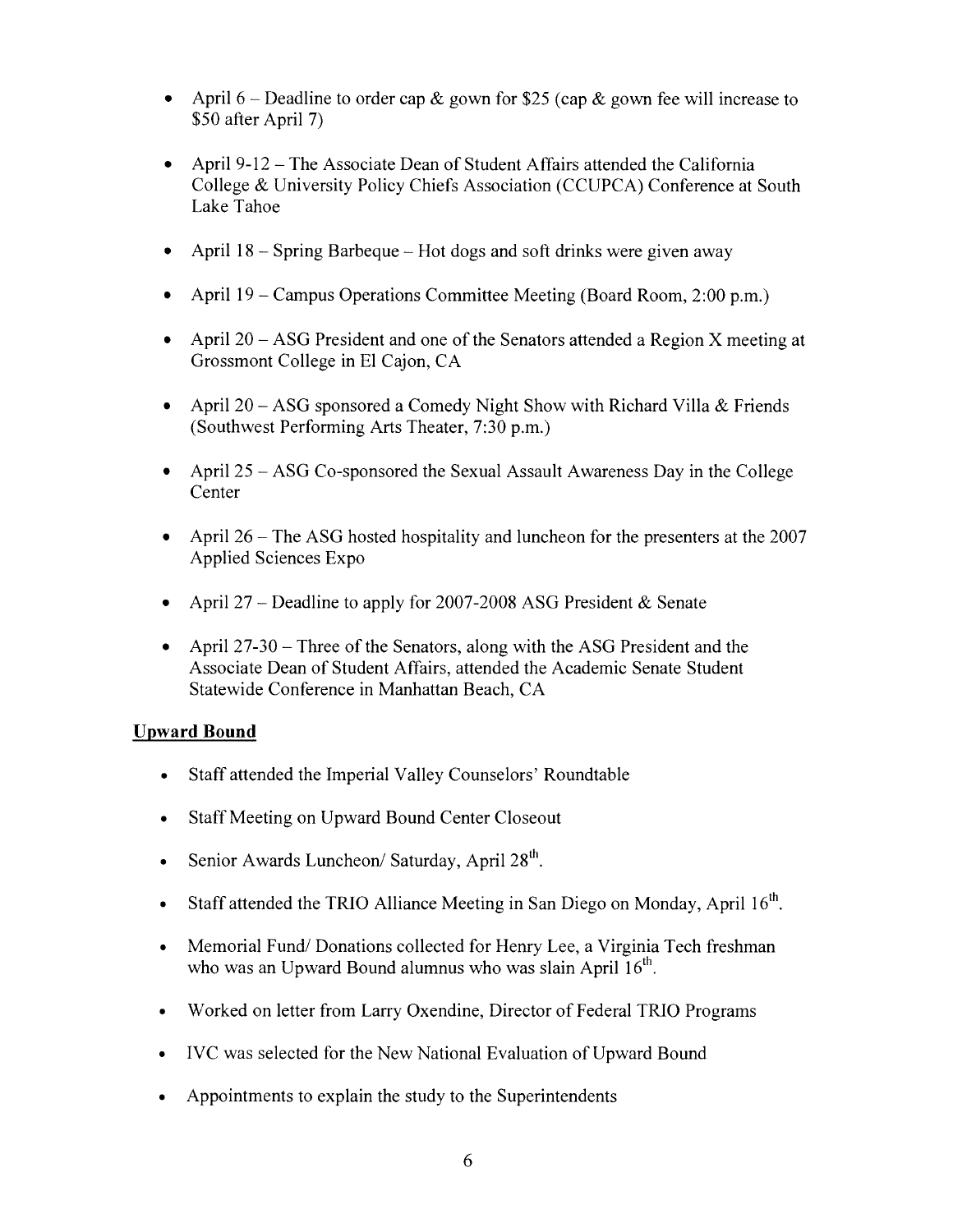- April 6 – Deadline to order cap & gown for $25 (cap & gown fee will increase to $50 after April 7)
- April 9-12 – The Associate Dean of Student Affairs attended the California College & University Policy Chiefs Association (CCUPCA) Conference at South Lake Tahoe
- April 18 – Spring Barbeque – Hot dogs and soft drinks were given away
- April 19 – Campus Operations Committee Meeting (Board Room, 2:00 p.m.)
- April 20 – ASG President and one of the Senators attended a Region X meeting at Grossmont College in El Cajon, CA
- April 20 – ASG sponsored a Comedy Night Show with Richard Villa & Friends (Southwest Performing Arts Theater, 7:30 p.m.)
- April 25 – ASG Co-sponsored the Sexual Assault Awareness Day in the College Center
- April 26 – The ASG hosted hospitality and luncheon for the presenters at the 2007 Applied Sciences Expo
- April 27 – Deadline to apply for 2007-2008 ASG President & Senate
- April 27-30 – Three of the Senators, along with the ASG President and the Associate Dean of Student Affairs, attended the Academic Senate Student Statewide Conference in Manhattan Beach, CA

**Upward Bound**

- Staff attended the Imperial Valley Counselors' Roundtable
- Staff Meeting on Upward Bound Center Closeout
- Senior Awards Luncheon/ Saturday, April 28th.
- Staff attended the TRIO Alliance Meeting in San Diego on Monday, April 16th.
- Memorial Fund/ Donations collected for Henry Lee, a Virginia Tech freshman who was an Upward Bound alumnus who was slain April 16th.
- Worked on letter from Larry Oxendine, Director of Federal TRIO Programs
- IVC was selected for the New National Evaluation of Upward Bound
- Appointments to explain the study to the Superintendents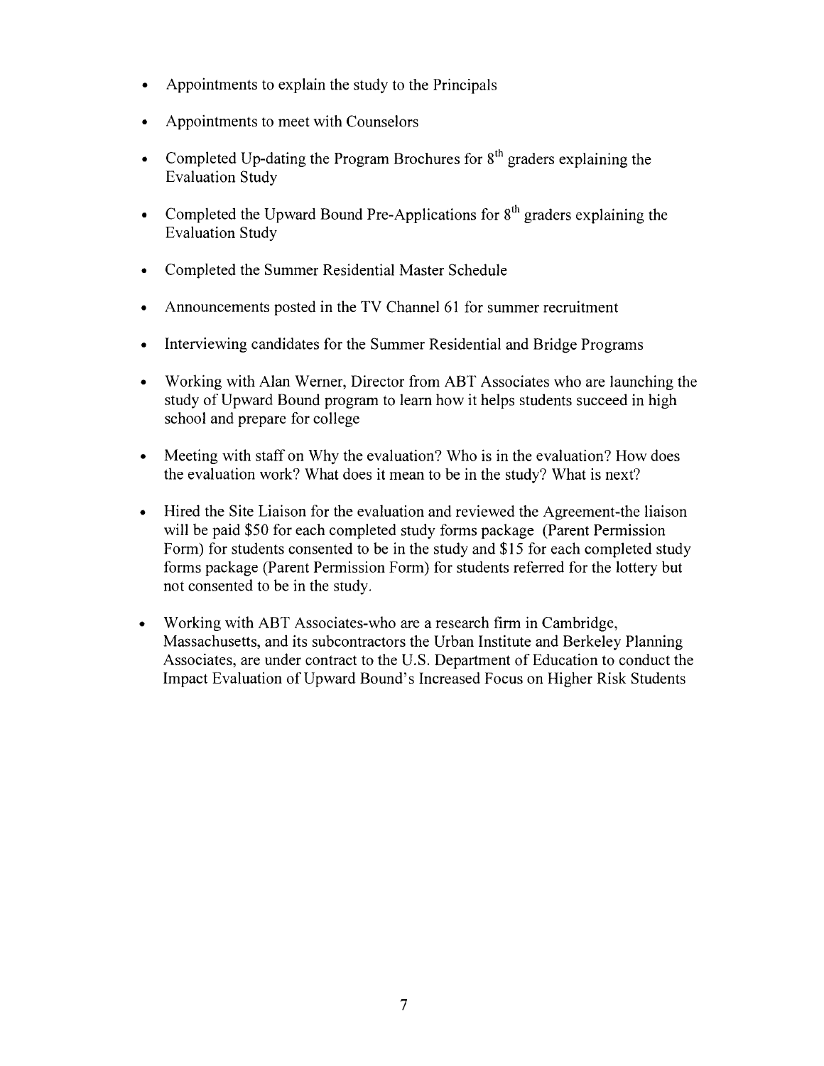- Appointments to explain the study to the Principals
- Appointments to meet with Counselors
- Completed Up-dating the Program Brochures for 8th graders explaining the Evaluation Study
- Completed the Upward Bound Pre-Applications for 8th graders explaining the Evaluation Study
- Completed the Summer Residential Master Schedule
- Announcements posted in the TV Channel 61 for summer recruitment
- Interviewing candidates for the Summer Residential and Bridge Programs
- Working with Alan Werner, Director from ABT Associates who are launching the study of Upward Bound program to learn how it helps students succeed in high school and prepare for college
- Meeting with staff on Why the evaluation? Who is in the evaluation? How does the evaluation work? What does it mean to be in the study? What is next?
- Hired the Site Liaison for the evaluation and reviewed the Agreement-the liaison will be paid $50 for each completed study forms package (Parent Permission Form) for students consented to be in the study and $15 for each completed study forms package (Parent Permission Form) for students referred for the lottery but not consented to be in the study.
- Working with ABT Associates-who are a research firm in Cambridge, Massachusetts, and its subcontractors the Urban Institute and Berkeley Planning Associates, are under contract to the U.S. Department of Education to conduct the Impact Evaluation of Upward Bound's Increased Focus on Higher Risk Students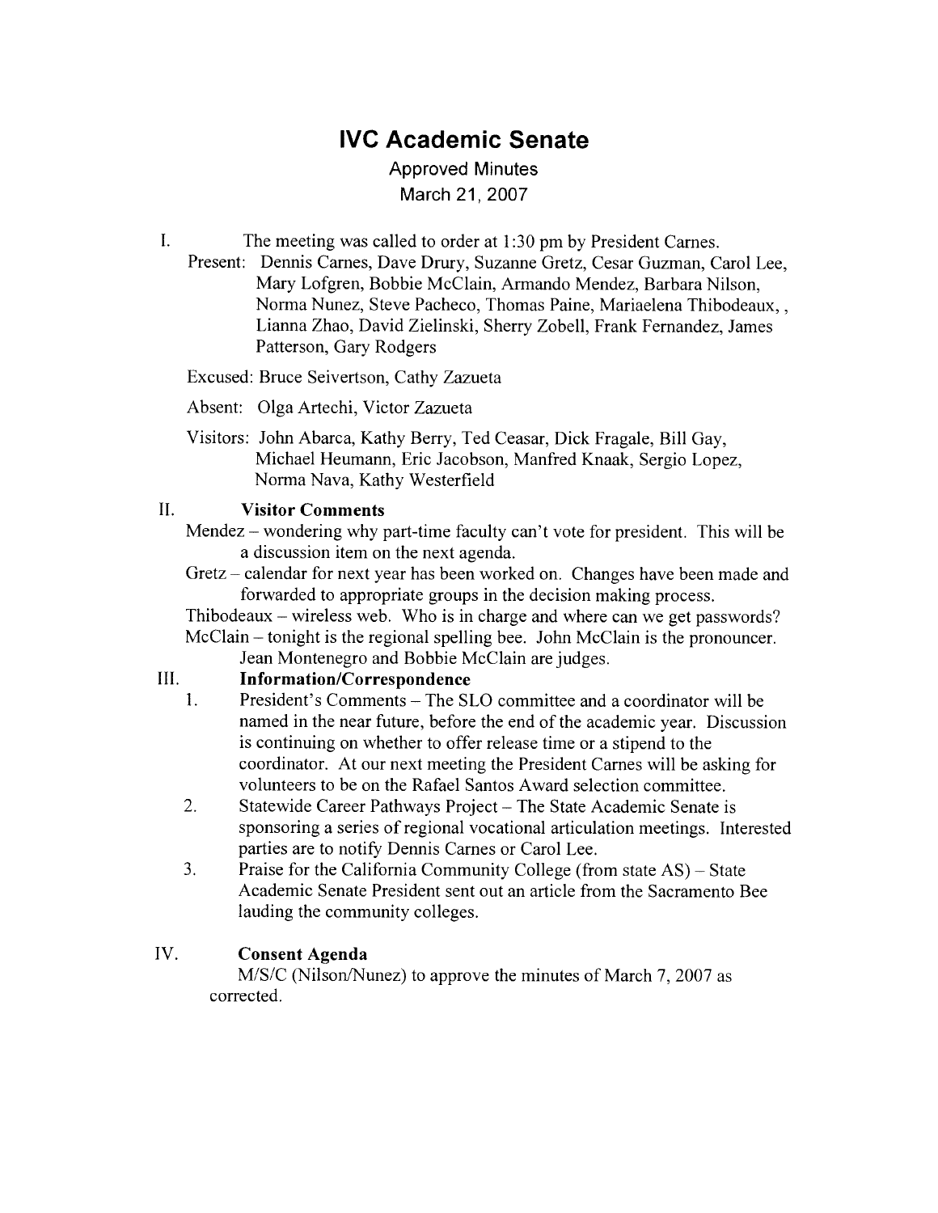# IVC Academic Senate

Approved Minutes
March 21, 2007

I. The meeting was called to order at 1:30 pm by President Carnes.

Present: Dennis Carnes, Dave Drury, Suzanne Gretz, Cesar Guzman, Carol Lee, Mary Lofgren, Bobbie McClain, Armando Mendez, Barbara Nilson, Norma Nunez, Steve Pacheco, Thomas Paine, Mariaelena Thibodeaux, , Lianna Zhao, David Zielinski, Sherry Zobell, Frank Fernandez, James Patterson, Gary Rodgers

Excused: Bruce Seivertson, Cathy Zazueta

Absent: Olga Artechi, Victor Zazueta

Visitors: John Abarca, Kathy Berry, Ted Ceasar, Dick Fragale, Bill Gay, Michael Heumann, Eric Jacobson, Manfred Knaak, Sergio Lopez, Norma Nava, Kathy Westerfield

II. **Visitor Comments**

Mendez – wondering why part-time faculty can't vote for president. This will be a discussion item on the next agenda.

Gretz – calendar for next year has been worked on. Changes have been made and forwarded to appropriate groups in the decision making process.

Thibodeaux – wireless web. Who is in charge and where can we get passwords?

McClain – tonight is the regional spelling bee. John McClain is the pronouncer. Jean Montenegro and Bobbie McClain are judges.

III. **Information/Correspondence**

1. President's Comments – The SLO committee and a coordinator will be named in the near future, before the end of the academic year. Discussion is continuing on whether to offer release time or a stipend to the coordinator. At our next meeting the President Carnes will be asking for volunteers to be on the Rafael Santos Award selection committee.
2. Statewide Career Pathways Project – The State Academic Senate is sponsoring a series of regional vocational articulation meetings. Interested parties are to notify Dennis Carnes or Carol Lee.
3. Praise for the California Community College (from state AS) – State Academic Senate President sent out an article from the Sacramento Bee lauding the community colleges.

IV. **Consent Agenda**

M/S/C (Nilson/Nunez) to approve the minutes of March 7, 2007 as corrected.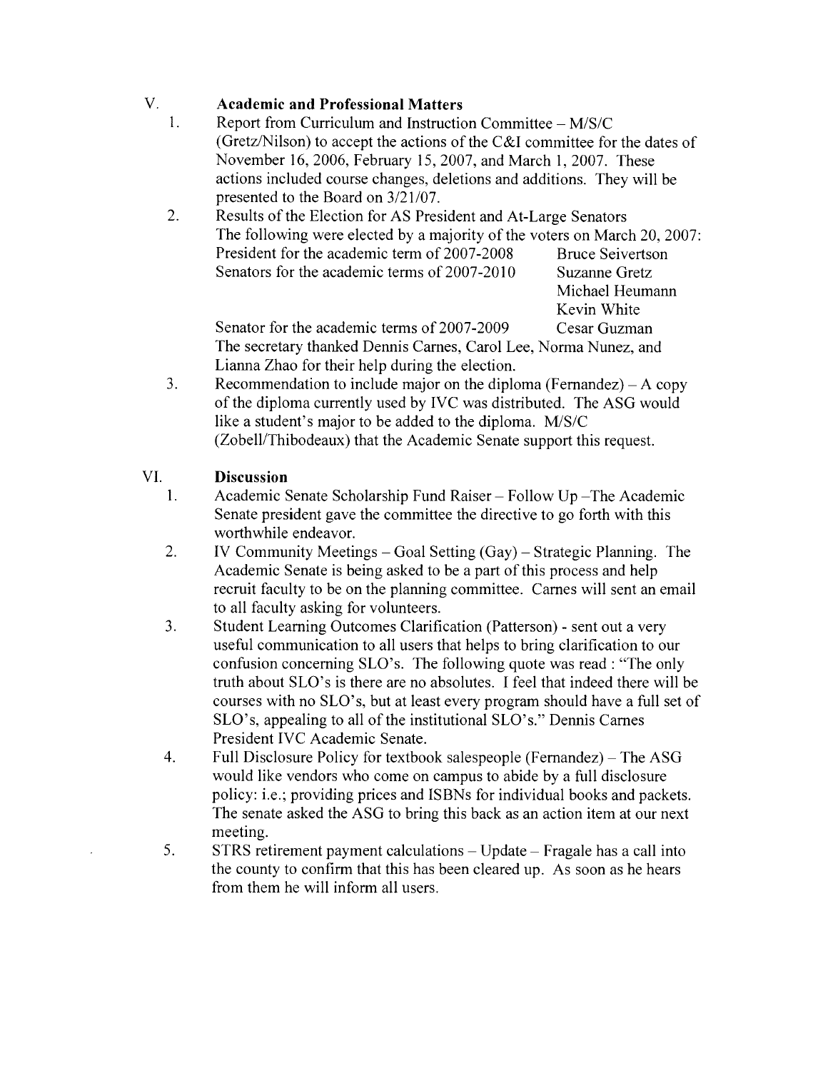V. **Academic and Professional Matters**

1. Report from Curriculum and Instruction Committee – M/S/C (Gretz/Nilson) to accept the actions of the C&I committee for the dates of November 16, 2006, February 15, 2007, and March 1, 2007. These actions included course changes, deletions and additions. They will be presented to the Board on 3/21/07.
2. Results of the Election for AS President and At-Large Senators
   The following were elected by a majority of the voters on March 20, 2007:

   | | |
   |---|---|
   | President for the academic term of 2007-2008 | Bruce Seivertson |
   | Senators for the academic terms of 2007-2010 | Suzanne Gretz |
   | | Michael Heumann |
   | | Kevin White |
   | Senator for the academic terms of 2007-2009 | Cesar Guzman |

   The secretary thanked Dennis Carnes, Carol Lee, Norma Nunez, and Lianna Zhao for their help during the election.
3. Recommendation to include major on the diploma (Fernandez) – A copy of the diploma currently used by IVC was distributed. The ASG would like a student's major to be added to the diploma. M/S/C (Zobell/Thibodeaux) that the Academic Senate support this request.

VI. **Discussion**

1. Academic Senate Scholarship Fund Raiser – Follow Up –The Academic Senate president gave the committee the directive to go forth with this worthwhile endeavor.
2. IV Community Meetings – Goal Setting (Gay) – Strategic Planning. The Academic Senate is being asked to be a part of this process and help recruit faculty to be on the planning committee. Carnes will sent an email to all faculty asking for volunteers.
3. Student Learning Outcomes Clarification (Patterson) - sent out a very useful communication to all users that helps to bring clarification to our confusion concerning SLO's. The following quote was read : "The only truth about SLO's is there are no absolutes. I feel that indeed there will be courses with no SLO's, but at least every program should have a full set of SLO's, appealing to all of the institutional SLO's." Dennis Carnes President IVC Academic Senate.
4. Full Disclosure Policy for textbook salespeople (Fernandez) – The ASG would like vendors who come on campus to abide by a full disclosure policy: i.e.; providing prices and ISBNs for individual books and packets. The senate asked the ASG to bring this back as an action item at our next meeting.
5. STRS retirement payment calculations – Update – Fragale has a call into the county to confirm that this has been cleared up. As soon as he hears from them he will inform all users.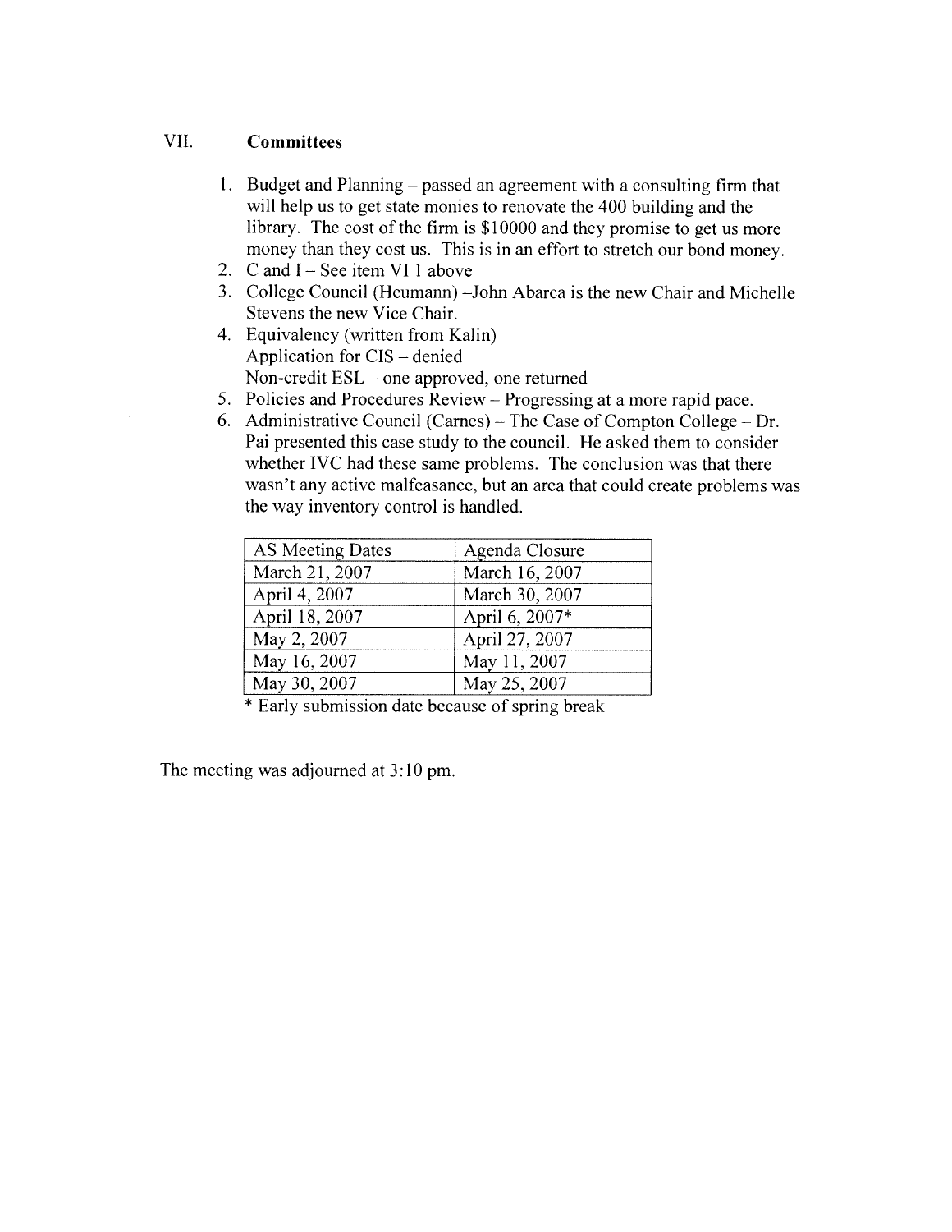## VII. Committees

1. Budget and Planning – passed an agreement with a consulting firm that will help us to get state monies to renovate the 400 building and the library. The cost of the firm is $10000 and they promise to get us more money than they cost us. This is in an effort to stretch our bond money.
2. C and I – See item VI 1 above
3. College Council (Heumann) –John Abarca is the new Chair and Michelle Stevens the new Vice Chair.
4. Equivalency (written from Kalin)
   Application for CIS – denied
   Non-credit ESL – one approved, one returned
5. Policies and Procedures Review – Progressing at a more rapid pace.
6. Administrative Council (Carnes) – The Case of Compton College – Dr. Pai presented this case study to the council. He asked them to consider whether IVC had these same problems. The conclusion was that there wasn't any active malfeasance, but an area that could create problems was the way inventory control is handled.

| AS Meeting Dates | Agenda Closure |
|---|---|
| March 21, 2007 | March 16, 2007 |
| April 4, 2007 | March 30, 2007 |
| April 18, 2007 | April 6, 2007* |
| May 2, 2007 | April 27, 2007 |
| May 16, 2007 | May 11, 2007 |
| May 30, 2007 | May 25, 2007 |

* Early submission date because of spring break

The meeting was adjourned at 3:10 pm.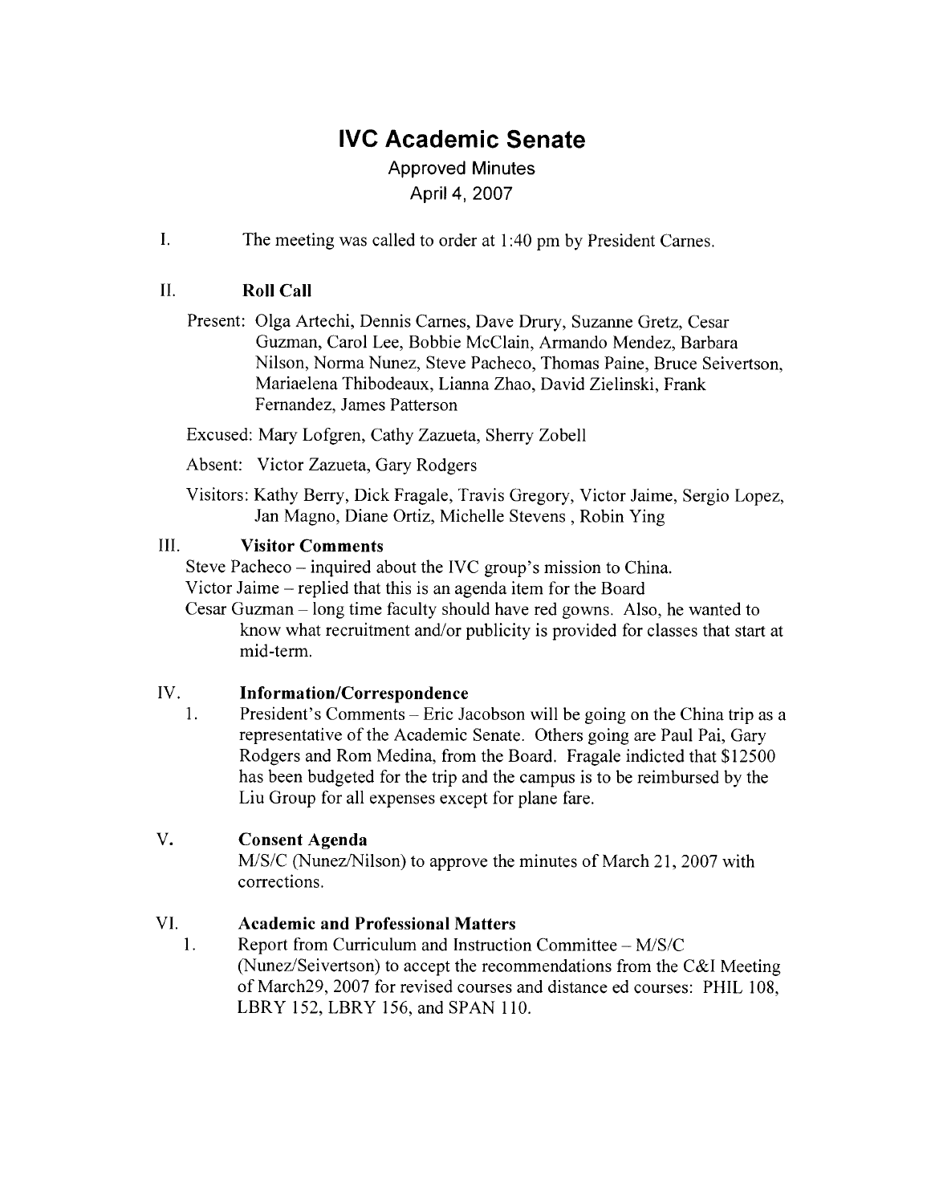# IVC Academic Senate

Approved Minutes

April 4, 2007

I. The meeting was called to order at 1:40 pm by President Carnes.

## II. Roll Call

Present: Olga Artechi, Dennis Carnes, Dave Drury, Suzanne Gretz, Cesar Guzman, Carol Lee, Bobbie McClain, Armando Mendez, Barbara Nilson, Norma Nunez, Steve Pacheco, Thomas Paine, Bruce Seivertson, Mariaelena Thibodeaux, Lianna Zhao, David Zielinski, Frank Fernandez, James Patterson

Excused: Mary Lofgren, Cathy Zazueta, Sherry Zobell

Absent: Victor Zazueta, Gary Rodgers

Visitors: Kathy Berry, Dick Fragale, Travis Gregory, Victor Jaime, Sergio Lopez, Jan Magno, Diane Ortiz, Michelle Stevens , Robin Ying

## III. Visitor Comments

Steve Pacheco – inquired about the IVC group's mission to China.

Victor Jaime – replied that this is an agenda item for the Board

Cesar Guzman – long time faculty should have red gowns. Also, he wanted to know what recruitment and/or publicity is provided for classes that start at mid-term.

## IV. Information/Correspondence

1. President's Comments – Eric Jacobson will be going on the China trip as a representative of the Academic Senate. Others going are Paul Pai, Gary Rodgers and Rom Medina, from the Board. Fragale indicted that $12500 has been budgeted for the trip and the campus is to be reimbursed by the Liu Group for all expenses except for plane fare.

## V. Consent Agenda

M/S/C (Nunez/Nilson) to approve the minutes of March 21, 2007 with corrections.

## VI. Academic and Professional Matters

1. Report from Curriculum and Instruction Committee – M/S/C (Nunez/Seivertson) to accept the recommendations from the C&I Meeting of March29, 2007 for revised courses and distance ed courses: PHIL 108, LBRY 152, LBRY 156, and SPAN 110.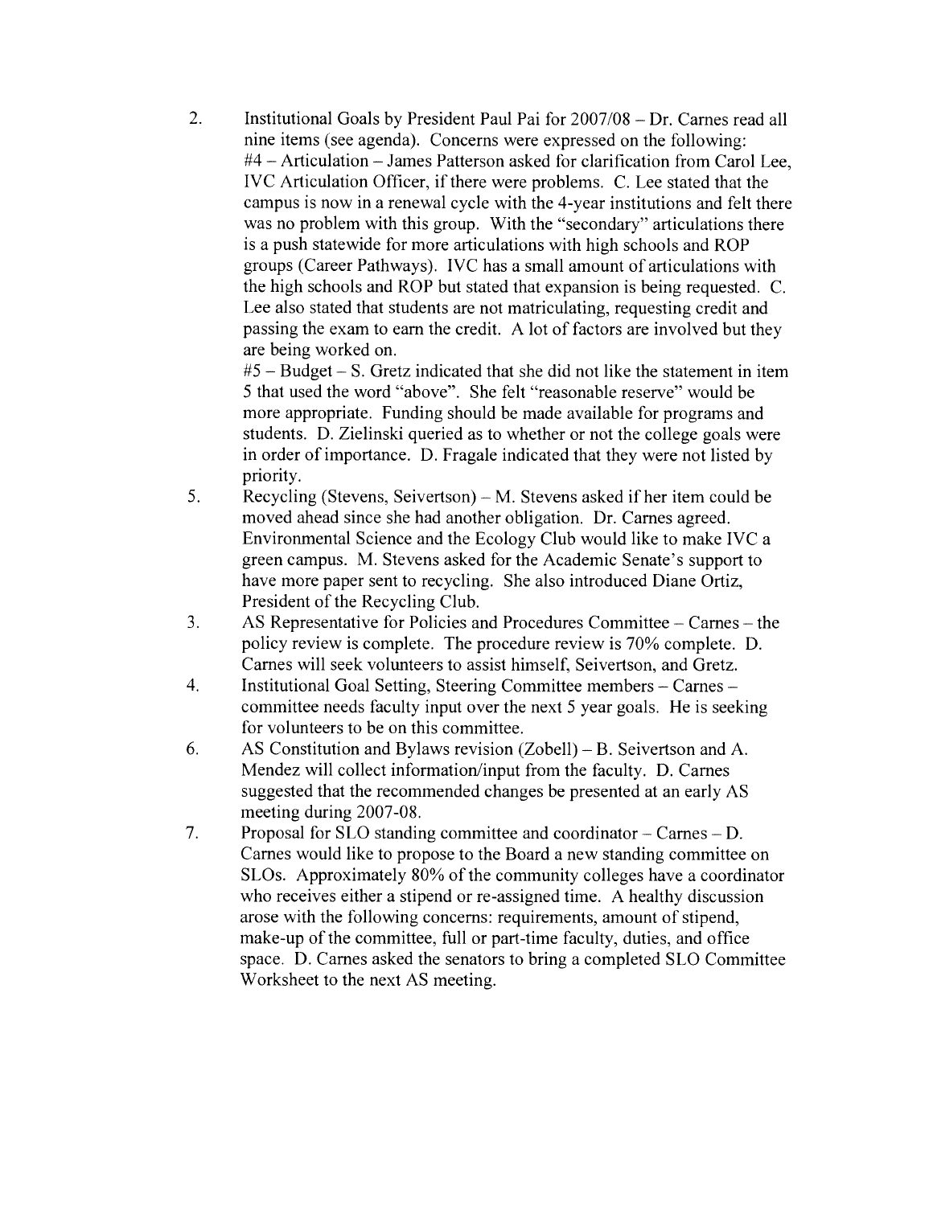2. Institutional Goals by President Paul Pai for 2007/08 – Dr. Carnes read all nine items (see agenda). Concerns were expressed on the following:
   #4 – Articulation – James Patterson asked for clarification from Carol Lee, IVC Articulation Officer, if there were problems. C. Lee stated that the campus is now in a renewal cycle with the 4-year institutions and felt there was no problem with this group. With the "secondary" articulations there is a push statewide for more articulations with high schools and ROP groups (Career Pathways). IVC has a small amount of articulations with the high schools and ROP but stated that expansion is being requested. C. Lee also stated that students are not matriculating, requesting credit and passing the exam to earn the credit. A lot of factors are involved but they are being worked on.
   #5 – Budget – S. Gretz indicated that she did not like the statement in item 5 that used the word "above". She felt "reasonable reserve" would be more appropriate. Funding should be made available for programs and students. D. Zielinski queried as to whether or not the college goals were in order of importance. D. Fragale indicated that they were not listed by priority.
5. Recycling (Stevens, Seivertson) – M. Stevens asked if her item could be moved ahead since she had another obligation. Dr. Carnes agreed. Environmental Science and the Ecology Club would like to make IVC a green campus. M. Stevens asked for the Academic Senate's support to have more paper sent to recycling. She also introduced Diane Ortiz, President of the Recycling Club.
3. AS Representative for Policies and Procedures Committee – Carnes – the policy review is complete. The procedure review is 70% complete. D. Carnes will seek volunteers to assist himself, Seivertson, and Gretz.
4. Institutional Goal Setting, Steering Committee members – Carnes – committee needs faculty input over the next 5 year goals. He is seeking for volunteers to be on this committee.
6. AS Constitution and Bylaws revision (Zobell) – B. Seivertson and A. Mendez will collect information/input from the faculty. D. Carnes suggested that the recommended changes be presented at an early AS meeting during 2007-08.
7. Proposal for SLO standing committee and coordinator – Carnes – D. Carnes would like to propose to the Board a new standing committee on SLOs. Approximately 80% of the community colleges have a coordinator who receives either a stipend or re-assigned time. A healthy discussion arose with the following concerns: requirements, amount of stipend, make-up of the committee, full or part-time faculty, duties, and office space. D. Carnes asked the senators to bring a completed SLO Committee Worksheet to the next AS meeting.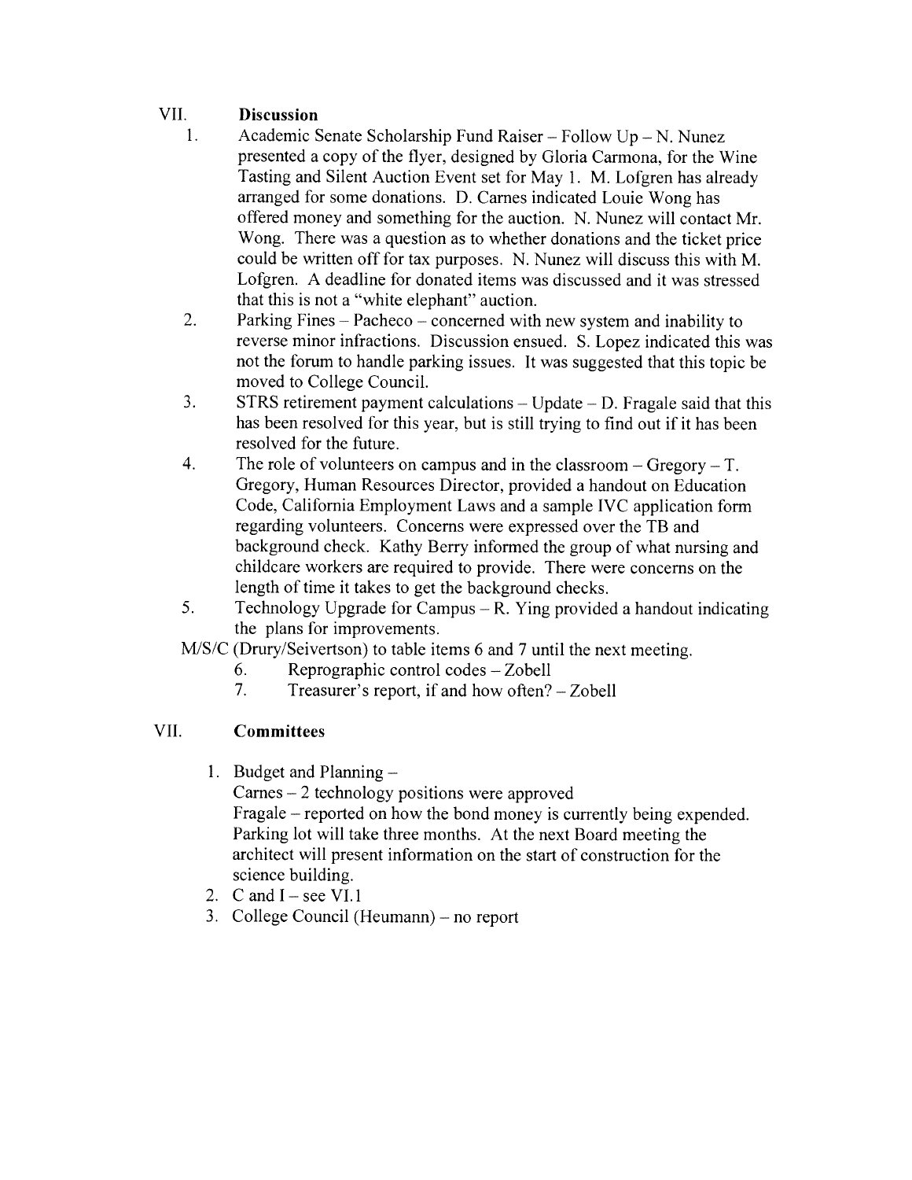## VII. Discussion

1. Academic Senate Scholarship Fund Raiser – Follow Up – N. Nunez presented a copy of the flyer, designed by Gloria Carmona, for the Wine Tasting and Silent Auction Event set for May 1. M. Lofgren has already arranged for some donations. D. Carnes indicated Louie Wong has offered money and something for the auction. N. Nunez will contact Mr. Wong. There was a question as to whether donations and the ticket price could be written off for tax purposes. N. Nunez will discuss this with M. Lofgren. A deadline for donated items was discussed and it was stressed that this is not a "white elephant" auction.
2. Parking Fines – Pacheco – concerned with new system and inability to reverse minor infractions. Discussion ensued. S. Lopez indicated this was not the forum to handle parking issues. It was suggested that this topic be moved to College Council.
3. STRS retirement payment calculations – Update – D. Fragale said that this has been resolved for this year, but is still trying to find out if it has been resolved for the future.
4. The role of volunteers on campus and in the classroom – Gregory – T. Gregory, Human Resources Director, provided a handout on Education Code, California Employment Laws and a sample IVC application form regarding volunteers. Concerns were expressed over the TB and background check. Kathy Berry informed the group of what nursing and childcare workers are required to provide. There were concerns on the length of time it takes to get the background checks.
5. Technology Upgrade for Campus – R. Ying provided a handout indicating the plans for improvements.

M/S/C (Drury/Seivertson) to table items 6 and 7 until the next meeting.

6. Reprographic control codes – Zobell
7. Treasurer's report, if and how often? – Zobell

## VII. Committees

1. Budget and Planning –
   Carnes – 2 technology positions were approved
   Fragale – reported on how the bond money is currently being expended. Parking lot will take three months. At the next Board meeting the architect will present information on the start of construction for the science building.
2. C and I – see VI.1
3. College Council (Heumann) – no report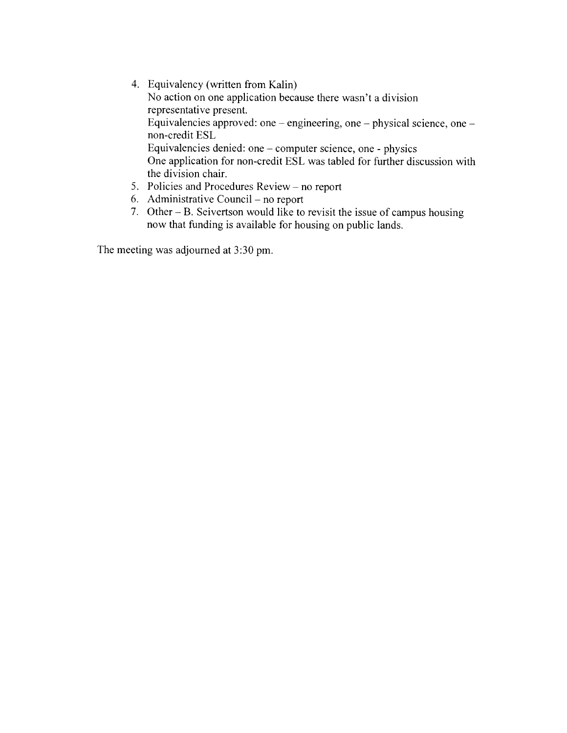4. Equivalency (written from Kalin)
   No action on one application because there wasn't a division representative present.
   Equivalencies approved: one – engineering, one – physical science, one – non-credit ESL
   Equivalencies denied: one – computer science, one - physics
   One application for non-credit ESL was tabled for further discussion with the division chair.
5. Policies and Procedures Review – no report
6. Administrative Council – no report
7. Other – B. Seivertson would like to revisit the issue of campus housing now that funding is available for housing on public lands.

The meeting was adjourned at 3:30 pm.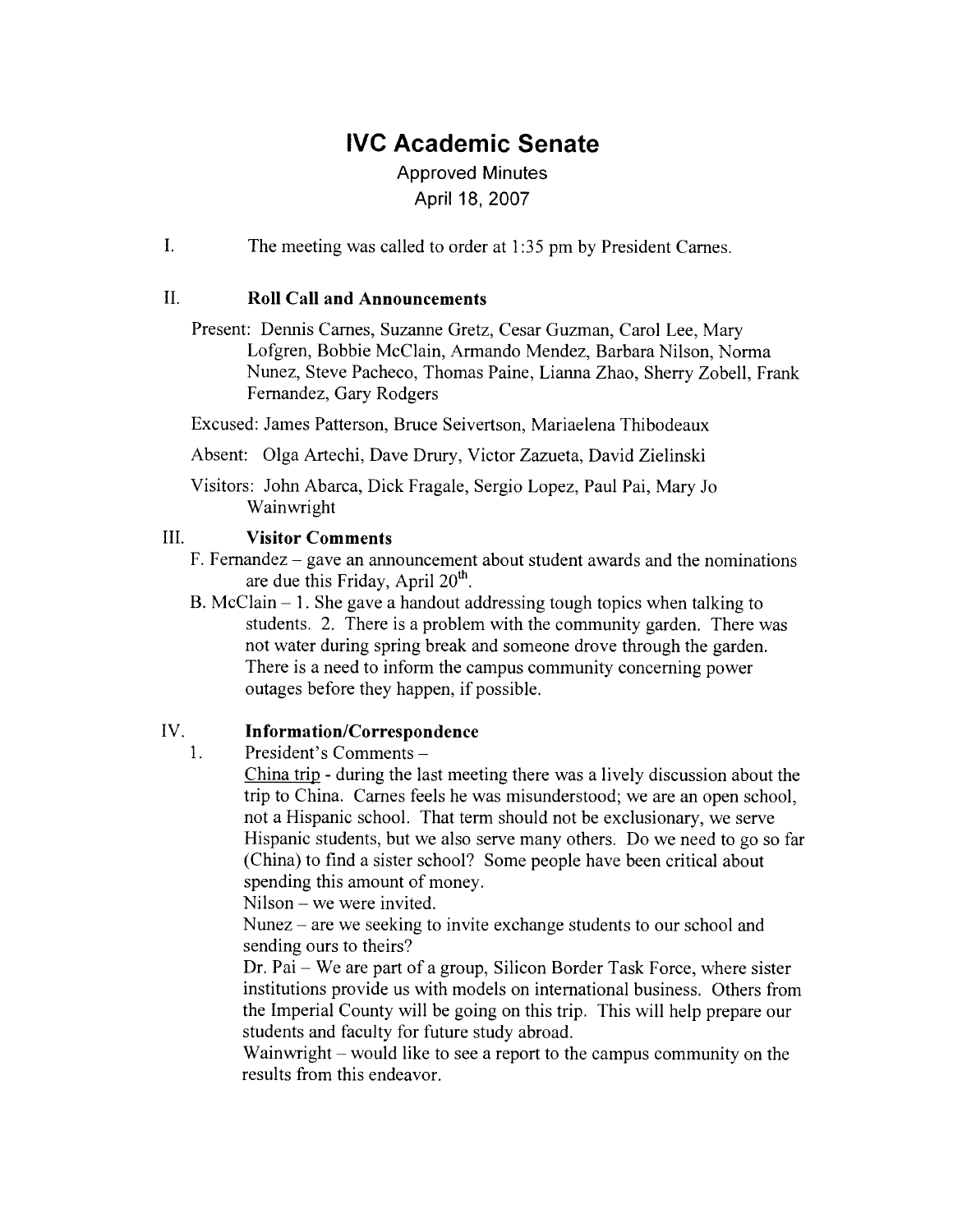# IVC Academic Senate

Approved Minutes
April 18, 2007

I. The meeting was called to order at 1:35 pm by President Carnes.

## II. Roll Call and Announcements

Present: Dennis Carnes, Suzanne Gretz, Cesar Guzman, Carol Lee, Mary Lofgren, Bobbie McClain, Armando Mendez, Barbara Nilson, Norma Nunez, Steve Pacheco, Thomas Paine, Lianna Zhao, Sherry Zobell, Frank Fernandez, Gary Rodgers

Excused: James Patterson, Bruce Seivertson, Mariaelena Thibodeaux

Absent: Olga Artechi, Dave Drury, Victor Zazueta, David Zielinski

Visitors: John Abarca, Dick Fragale, Sergio Lopez, Paul Pai, Mary Jo Wainwright

## III. Visitor Comments

F. Fernandez – gave an announcement about student awards and the nominations are due this Friday, April 20th.

B. McClain – 1. She gave a handout addressing tough topics when talking to students. 2. There is a problem with the community garden. There was not water during spring break and someone drove through the garden. There is a need to inform the campus community concerning power outages before they happen, if possible.

## IV. Information/Correspondence

1. President's Comments –

<u>China trip</u> - during the last meeting there was a lively discussion about the trip to China. Carnes feels he was misunderstood; we are an open school, not a Hispanic school. That term should not be exclusionary, we serve Hispanic students, but we also serve many others. Do we need to go so far (China) to find a sister school? Some people have been critical about spending this amount of money.

Nilson – we were invited.

Nunez – are we seeking to invite exchange students to our school and sending ours to theirs?

Dr. Pai – We are part of a group, Silicon Border Task Force, where sister institutions provide us with models on international business. Others from the Imperial County will be going on this trip. This will help prepare our students and faculty for future study abroad.

Wainwright – would like to see a report to the campus community on the results from this endeavor.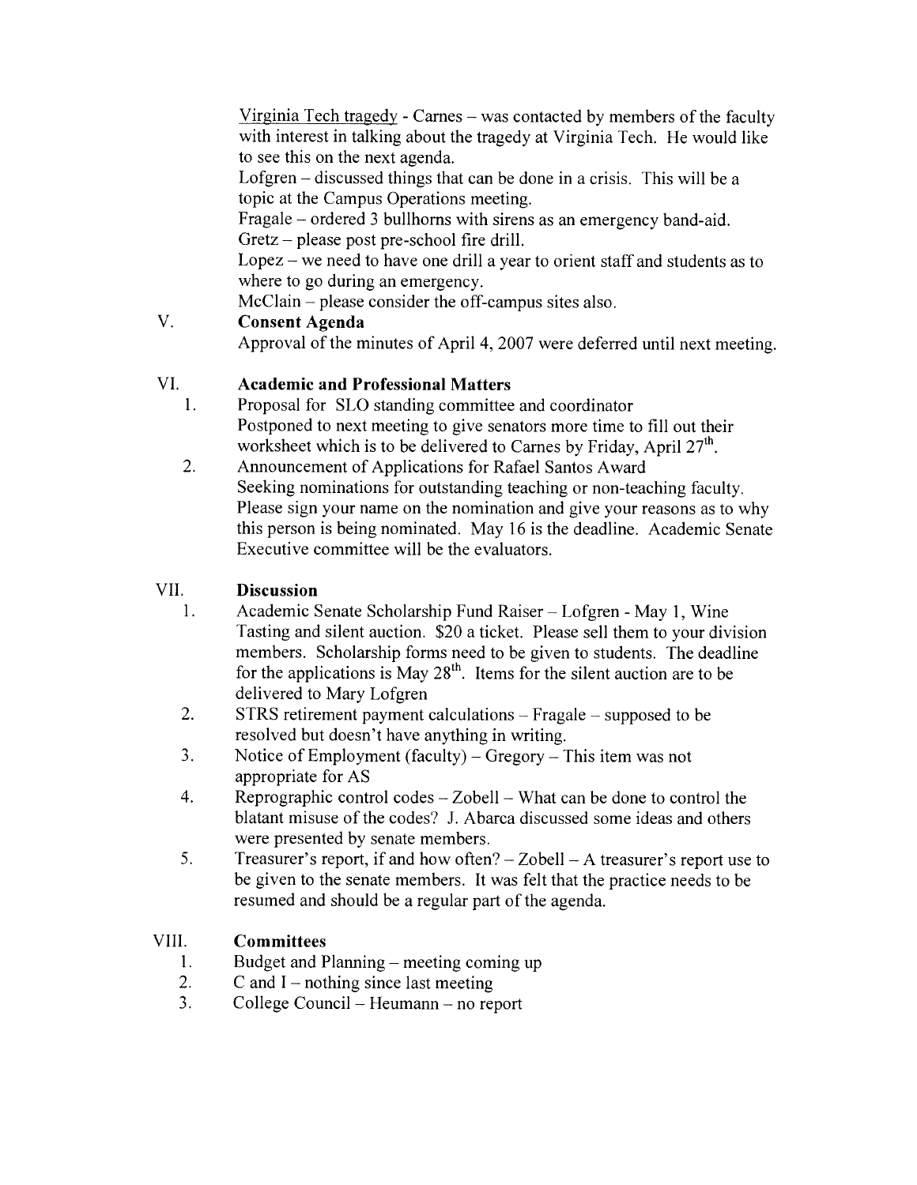Virginia Tech tragedy - Carnes – was contacted by members of the faculty with interest in talking about the tragedy at Virginia Tech. He would like to see this on the next agenda.

Lofgren – discussed things that can be done in a crisis. This will be a topic at the Campus Operations meeting.

Fragale – ordered 3 bullhorns with sirens as an emergency band-aid.

Gretz – please post pre-school fire drill.

Lopez – we need to have one drill a year to orient staff and students as to where to go during an emergency.

McClain – please consider the off-campus sites also.

V. **Consent Agenda**

Approval of the minutes of April 4, 2007 were deferred until next meeting.

VI. **Academic and Professional Matters**

1. Proposal for SLO standing committee and coordinator
   Postponed to next meeting to give senators more time to fill out their worksheet which is to be delivered to Carnes by Friday, April 27th.
2. Announcement of Applications for Rafael Santos Award
   Seeking nominations for outstanding teaching or non-teaching faculty. Please sign your name on the nomination and give your reasons as to why this person is being nominated. May 16 is the deadline. Academic Senate Executive committee will be the evaluators.

VII. **Discussion**

1. Academic Senate Scholarship Fund Raiser – Lofgren - May 1, Wine Tasting and silent auction. $20 a ticket. Please sell them to your division members. Scholarship forms need to be given to students. The deadline for the applications is May 28th. Items for the silent auction are to be delivered to Mary Lofgren
2. STRS retirement payment calculations – Fragale – supposed to be resolved but doesn't have anything in writing.
3. Notice of Employment (faculty) – Gregory – This item was not appropriate for AS
4. Reprographic control codes – Zobell – What can be done to control the blatant misuse of the codes? J. Abarca discussed some ideas and others were presented by senate members.
5. Treasurer's report, if and how often? – Zobell – A treasurer's report use to be given to the senate members. It was felt that the practice needs to be resumed and should be a regular part of the agenda.

VIII. **Committees**

1. Budget and Planning – meeting coming up
2. C and I – nothing since last meeting
3. College Council – Heumann – no report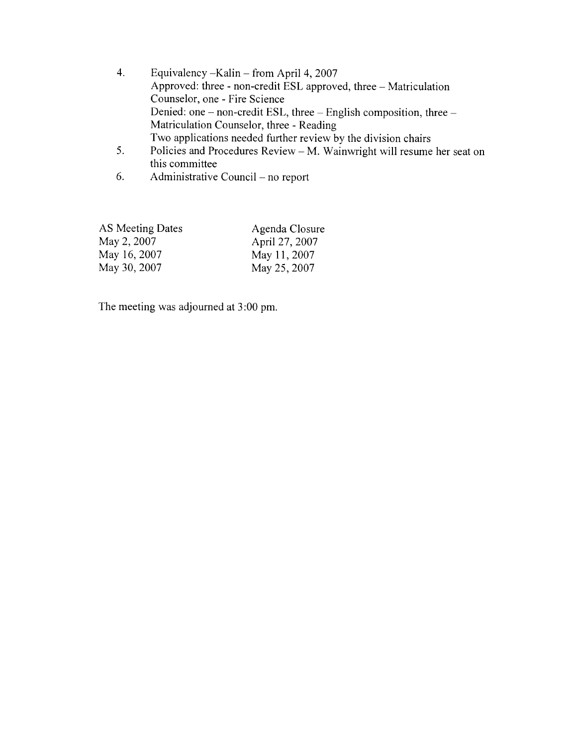4. Equivalency –Kalin – from April 4, 2007
   Approved: three - non-credit ESL approved, three – Matriculation Counselor, one - Fire Science
   Denied: one – non-credit ESL, three – English composition, three – Matriculation Counselor, three - Reading
   Two applications needed further review by the division chairs
5. Policies and Procedures Review – M. Wainwright will resume her seat on this committee
6. Administrative Council – no report

| AS Meeting Dates | Agenda Closure |
|---|---|
| May 2, 2007 | April 27, 2007 |
| May 16, 2007 | May 11, 2007 |
| May 30, 2007 | May 25, 2007 |

The meeting was adjourned at 3:00 pm.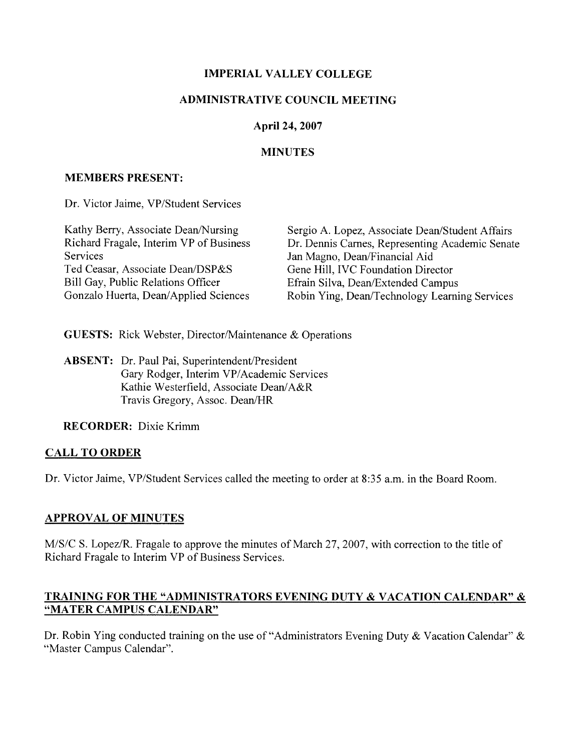**IMPERIAL VALLEY COLLEGE**

**ADMINISTRATIVE COUNCIL MEETING**

**April 24, 2007**

**MINUTES**

**MEMBERS PRESENT:**

Dr. Victor Jaime, VP/Student Services

Kathy Berry, Associate Dean/Nursing
Richard Fragale, Interim VP of Business Services
Ted Ceasar, Associate Dean/DSP&S
Bill Gay, Public Relations Officer
Gonzalo Huerta, Dean/Applied Sciences
Sergio A. Lopez, Associate Dean/Student Affairs
Dr. Dennis Carnes, Representing Academic Senate
Jan Magno, Dean/Financial Aid
Gene Hill, IVC Foundation Director
Efrain Silva, Dean/Extended Campus
Robin Ying, Dean/Technology Learning Services

**GUESTS:** Rick Webster, Director/Maintenance & Operations

**ABSENT:** Dr. Paul Pai, Superintendent/President
Gary Rodger, Interim VP/Academic Services
Kathie Westerfield, Associate Dean/A&R
Travis Gregory, Assoc. Dean/HR

**RECORDER:** Dixie Krimm

## CALL TO ORDER

Dr. Victor Jaime, VP/Student Services called the meeting to order at 8:35 a.m. in the Board Room.

## APPROVAL OF MINUTES

M/S/C S. Lopez/R. Fragale to approve the minutes of March 27, 2007, with correction to the title of Richard Fragale to Interim VP of Business Services.

## TRAINING FOR THE "ADMINISTRATORS EVENING DUTY & VACATION CALENDAR" & "MATER CAMPUS CALENDAR"

Dr. Robin Ying conducted training on the use of "Administrators Evening Duty & Vacation Calendar" & "Master Campus Calendar".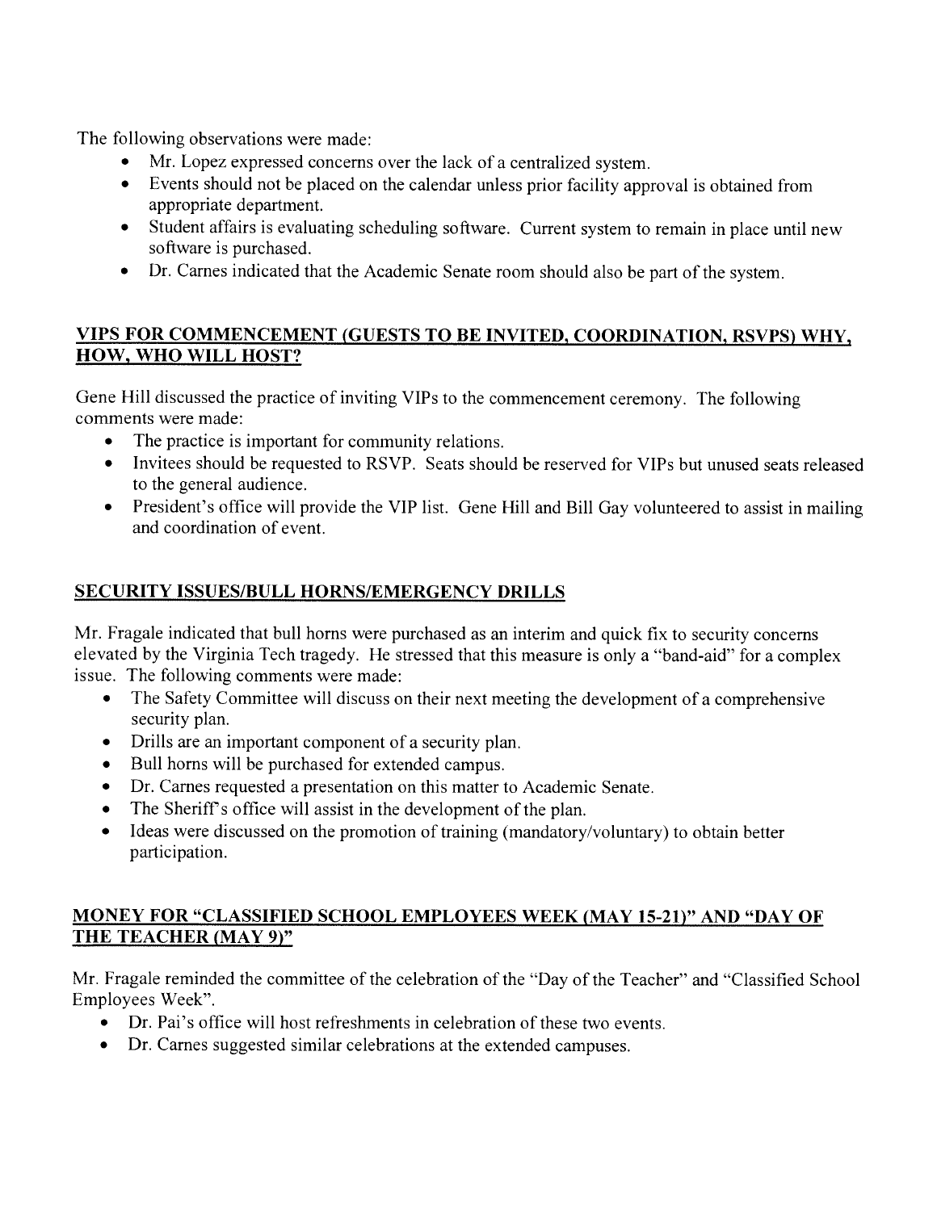The following observations were made:

- Mr. Lopez expressed concerns over the lack of a centralized system.
- Events should not be placed on the calendar unless prior facility approval is obtained from appropriate department.
- Student affairs is evaluating scheduling software. Current system to remain in place until new software is purchased.
- Dr. Carnes indicated that the Academic Senate room should also be part of the system.

## VIPS FOR COMMENCEMENT (GUESTS TO BE INVITED, COORDINATION, RSVPS) WHY, HOW, WHO WILL HOST?

Gene Hill discussed the practice of inviting VIPs to the commencement ceremony. The following comments were made:

- The practice is important for community relations.
- Invitees should be requested to RSVP. Seats should be reserved for VIPs but unused seats released to the general audience.
- President's office will provide the VIP list. Gene Hill and Bill Gay volunteered to assist in mailing and coordination of event.

## SECURITY ISSUES/BULL HORNS/EMERGENCY DRILLS

Mr. Fragale indicated that bull horns were purchased as an interim and quick fix to security concerns elevated by the Virginia Tech tragedy. He stressed that this measure is only a "band-aid" for a complex issue. The following comments were made:

- The Safety Committee will discuss on their next meeting the development of a comprehensive security plan.
- Drills are an important component of a security plan.
- Bull horns will be purchased for extended campus.
- Dr. Carnes requested a presentation on this matter to Academic Senate.
- The Sheriff's office will assist in the development of the plan.
- Ideas were discussed on the promotion of training (mandatory/voluntary) to obtain better participation.

## MONEY FOR "CLASSIFIED SCHOOL EMPLOYEES WEEK (MAY 15-21)" AND "DAY OF THE TEACHER (MAY 9)"

Mr. Fragale reminded the committee of the celebration of the "Day of the Teacher" and "Classified School Employees Week".

- Dr. Pai's office will host refreshments in celebration of these two events.
- Dr. Carnes suggested similar celebrations at the extended campuses.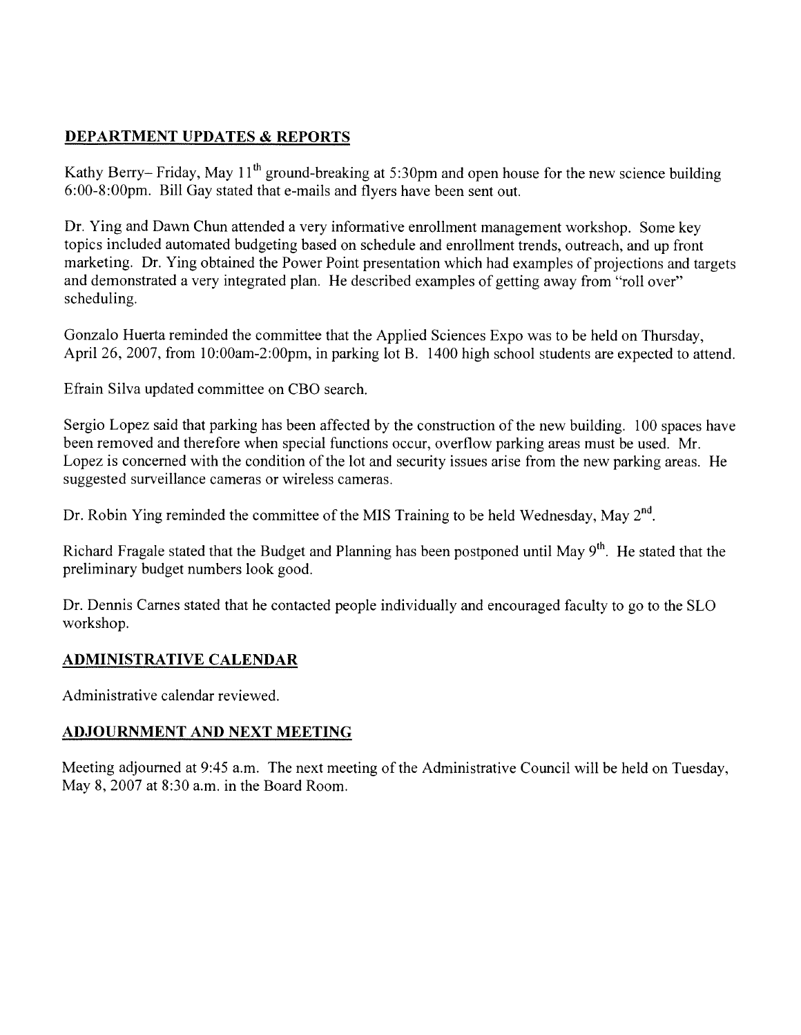## DEPARTMENT UPDATES & REPORTS

Kathy Berry– Friday, May 11th ground-breaking at 5:30pm and open house for the new science building 6:00-8:00pm. Bill Gay stated that e-mails and flyers have been sent out.

Dr. Ying and Dawn Chun attended a very informative enrollment management workshop. Some key topics included automated budgeting based on schedule and enrollment trends, outreach, and up front marketing. Dr. Ying obtained the Power Point presentation which had examples of projections and targets and demonstrated a very integrated plan. He described examples of getting away from "roll over" scheduling.

Gonzalo Huerta reminded the committee that the Applied Sciences Expo was to be held on Thursday, April 26, 2007, from 10:00am-2:00pm, in parking lot B. 1400 high school students are expected to attend.

Efrain Silva updated committee on CBO search.

Sergio Lopez said that parking has been affected by the construction of the new building. 100 spaces have been removed and therefore when special functions occur, overflow parking areas must be used. Mr. Lopez is concerned with the condition of the lot and security issues arise from the new parking areas. He suggested surveillance cameras or wireless cameras.

Dr. Robin Ying reminded the committee of the MIS Training to be held Wednesday, May 2nd.

Richard Fragale stated that the Budget and Planning has been postponed until May 9th. He stated that the preliminary budget numbers look good.

Dr. Dennis Carnes stated that he contacted people individually and encouraged faculty to go to the SLO workshop.

## ADMINISTRATIVE CALENDAR

Administrative calendar reviewed.

## ADJOURNMENT AND NEXT MEETING

Meeting adjourned at 9:45 a.m. The next meeting of the Administrative Council will be held on Tuesday, May 8, 2007 at 8:30 a.m. in the Board Room.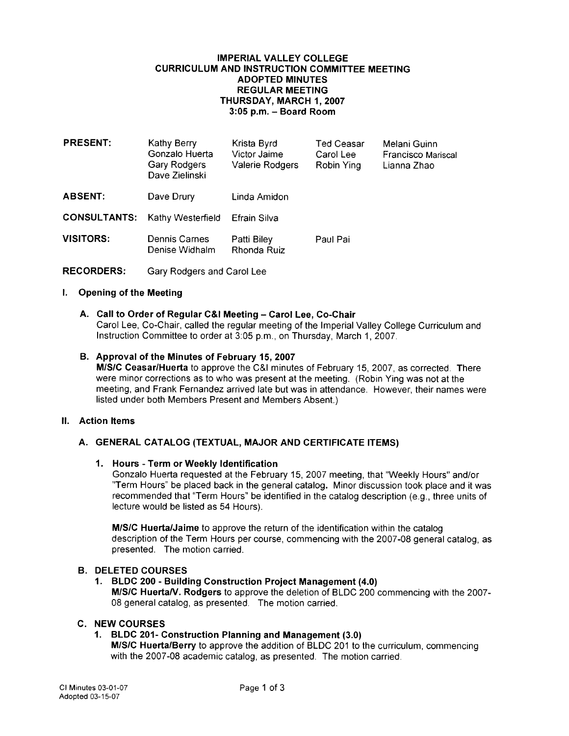# IMPERIAL VALLEY COLLEGE
## CURRICULUM AND INSTRUCTION COMMITTEE MEETING
## ADOPTED MINUTES
## REGULAR MEETING
## THURSDAY, MARCH 1, 2007
## 3:05 p.m. – Board Room

| | | | | |
|---|---|---|---|---|
| **PRESENT:** | Kathy Berry<br>Gonzalo Huerta<br>Gary Rodgers<br>Dave Zielinski | Krista Byrd<br>Victor Jaime<br>Valerie Rodgers | Ted Ceasar<br>Carol Lee<br>Robin Ying | Melani Guinn<br>Francisco Mariscal<br>Lianna Zhao |
| **ABSENT:** | Dave Drury | Linda Amidon | | |
| **CONSULTANTS:** | Kathy Westerfield | Efrain Silva | | |
| **VISITORS:** | Dennis Carnes<br>Denise Widhalm | Patti Biley<br>Rhonda Ruiz | Paul Pai | |
| **RECORDERS:** | Gary Rodgers and Carol Lee | | | |

## I. Opening of the Meeting

### A. Call to Order of Regular C&I Meeting – Carol Lee, Co-Chair

Carol Lee, Co-Chair, called the regular meeting of the Imperial Valley College Curriculum and Instruction Committee to order at 3:05 p.m., on Thursday, March 1, 2007.

### B. Approval of the Minutes of February 15, 2007

**M/S/C Ceasar/Huerta** to approve the C&I minutes of February 15, 2007, as corrected. There were minor corrections as to who was present at the meeting. (Robin Ying was not at the meeting, and Frank Fernandez arrived late but was in attendance. However, their names were listed under both Members Present and Members Absent.)

## II. Action Items

### A. GENERAL CATALOG (TEXTUAL, MAJOR AND CERTIFICATE ITEMS)

#### 1. Hours - Term or Weekly Identification

Gonzalo Huerta requested at the February 15, 2007 meeting, that "Weekly Hours" and/or "Term Hours" be placed back in the general catalog. Minor discussion took place and it was recommended that "Term Hours" be identified in the catalog description (e.g., three units of lecture would be listed as 54 Hours).

**M/S/C Huerta/Jaime** to approve the return of the identification within the catalog description of the Term Hours per course, commencing with the 2007-08 general catalog, as presented. The motion carried.

### B. DELETED COURSES

#### 1. BLDC 200 - Building Construction Project Management (4.0)

**M/S/C Huerta/V. Rodgers** to approve the deletion of BLDC 200 commencing with the 2007-08 general catalog, as presented. The motion carried.

### C. NEW COURSES

#### 1. BLDC 201- Construction Planning and Management (3.0)

**M/S/C Huerta/Berry** to approve the addition of BLDC 201 to the curriculum, commencing with the 2007-08 academic catalog, as presented. The motion carried.

CI Minutes 03-01-07
Adopted 03-15-07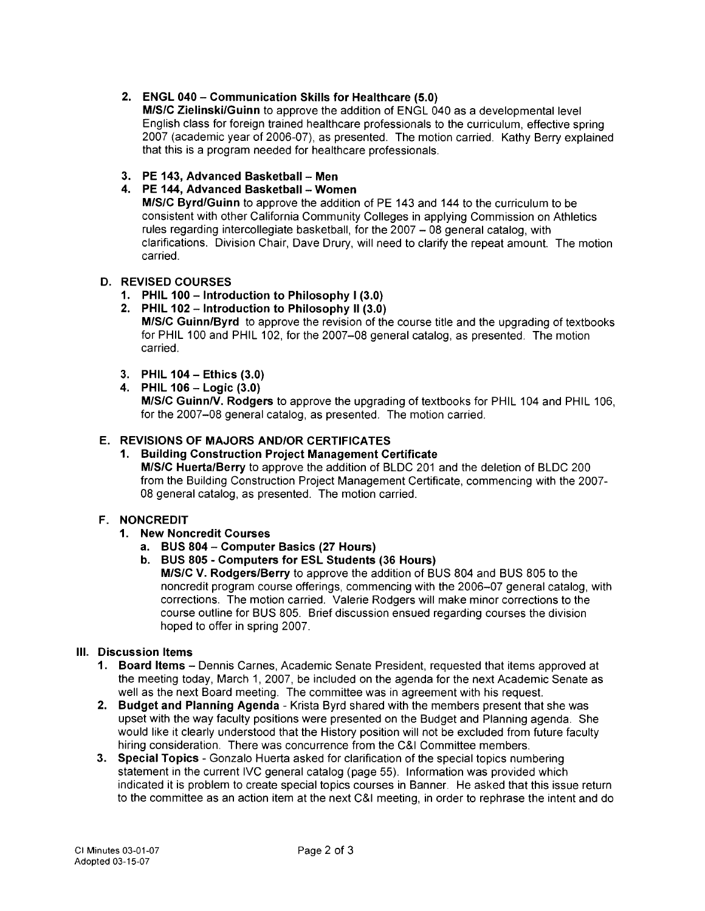2. **ENGL 040 – Communication Skills for Healthcare (5.0)**
   **M/S/C Zielinski/Guinn** to approve the addition of ENGL 040 as a developmental level English class for foreign trained healthcare professionals to the curriculum, effective spring 2007 (academic year of 2006-07), as presented. The motion carried. Kathy Berry explained that this is a program needed for healthcare professionals.

3. **PE 143, Advanced Basketball – Men**
4. **PE 144, Advanced Basketball – Women**
   **M/S/C Byrd/Guinn** to approve the addition of PE 143 and 144 to the curriculum to be consistent with other California Community Colleges in applying Commission on Athletics rules regarding intercollegiate basketball, for the 2007 – 08 general catalog, with clarifications. Division Chair, Dave Drury, will need to clarify the repeat amount. The motion carried.

**D. REVISED COURSES**

1. **PHIL 100 – Introduction to Philosophy I (3.0)**
2. **PHIL 102 – Introduction to Philosophy II (3.0)**
   **M/S/C Guinn/Byrd** to approve the revision of the course title and the upgrading of textbooks for PHIL 100 and PHIL 102, for the 2007–08 general catalog, as presented. The motion carried.

3. **PHIL 104 – Ethics (3.0)**
4. **PHIL 106 – Logic (3.0)**
   **M/S/C Guinn/V. Rodgers** to approve the upgrading of textbooks for PHIL 104 and PHIL 106, for the 2007–08 general catalog, as presented. The motion carried.

**E. REVISIONS OF MAJORS AND/OR CERTIFICATES**

1. **Building Construction Project Management Certificate**
   **M/S/C Huerta/Berry** to approve the addition of BLDC 201 and the deletion of BLDC 200 from the Building Construction Project Management Certificate, commencing with the 2007-08 general catalog, as presented. The motion carried.

**F. NONCREDIT**

1. **New Noncredit Courses**
   a. **BUS 804 – Computer Basics (27 Hours)**
   b. **BUS 805 - Computers for ESL Students (36 Hours)**
   **M/S/C V. Rodgers/Berry** to approve the addition of BUS 804 and BUS 805 to the noncredit program course offerings, commencing with the 2006–07 general catalog, with corrections. The motion carried. Valerie Rodgers will make minor corrections to the course outline for BUS 805. Brief discussion ensued regarding courses the division hoped to offer in spring 2007.

## III. Discussion Items

1. **Board Items** – Dennis Carnes, Academic Senate President, requested that items approved at the meeting today, March 1, 2007, be included on the agenda for the next Academic Senate as well as the next Board meeting. The committee was in agreement with his request.
2. **Budget and Planning Agenda** - Krista Byrd shared with the members present that she was upset with the way faculty positions were presented on the Budget and Planning agenda. She would like it clearly understood that the History position will not be excluded from future faculty hiring consideration. There was concurrence from the C&I Committee members.
3. **Special Topics** - Gonzalo Huerta asked for clarification of the special topics numbering statement in the current IVC general catalog (page 55). Information was provided which indicated it is problem to create special topics courses in Banner. He asked that this issue return to the committee as an action item at the next C&I meeting, in order to rephrase the intent and do

CI Minutes 03-01-07
Adopted 03-15-07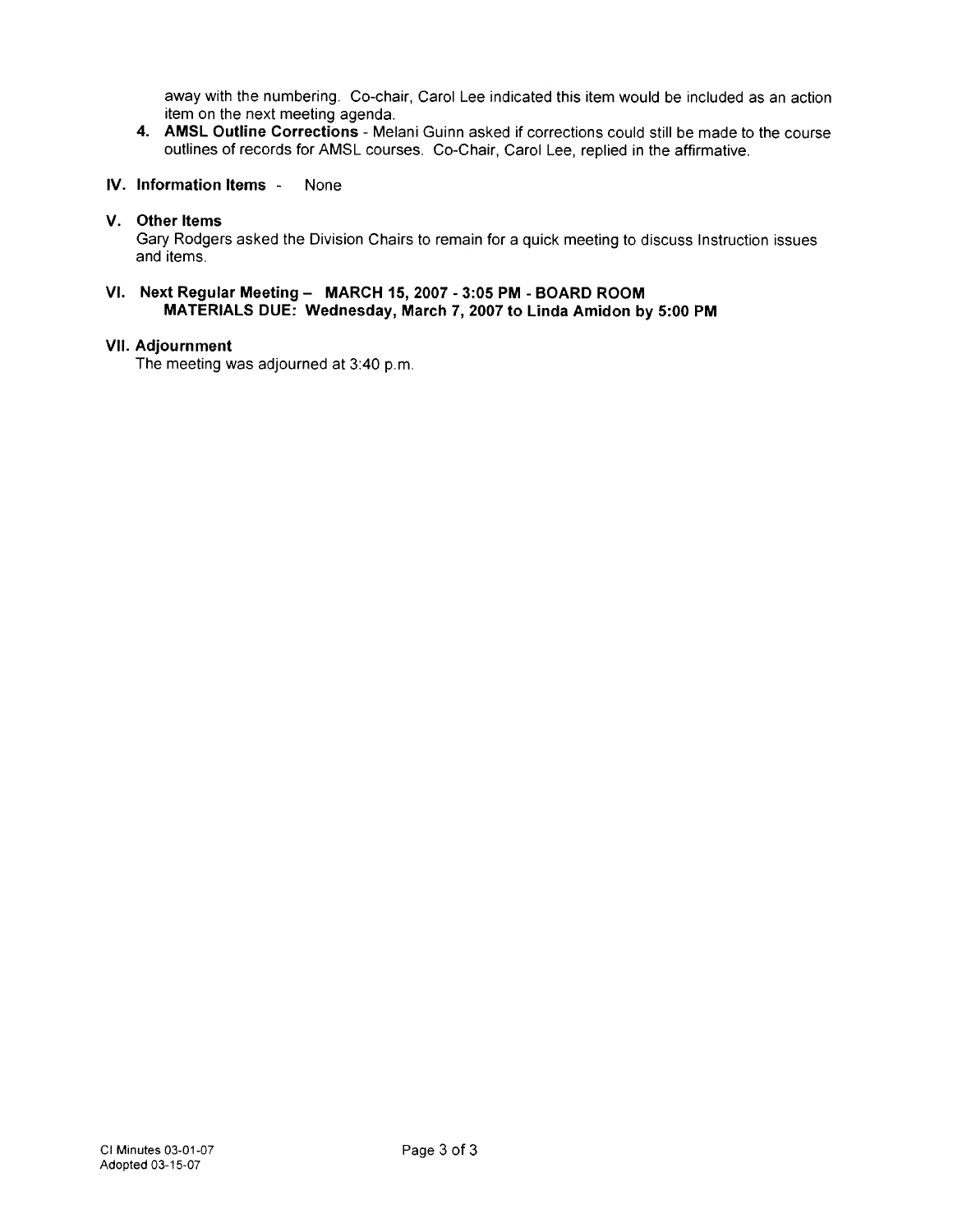away with the numbering. Co-chair, Carol Lee indicated this item would be included as an action item on the next meeting agenda.

4. **AMSL Outline Corrections** - Melani Guinn asked if corrections could still be made to the course outlines of records for AMSL courses. Co-Chair, Carol Lee, replied in the affirmative.

## IV. Information Items - None

## V. Other Items

Gary Rodgers asked the Division Chairs to remain for a quick meeting to discuss Instruction issues and items.

## VI. Next Regular Meeting – MARCH 15, 2007 - 3:05 PM - BOARD ROOM

**MATERIALS DUE: Wednesday, March 7, 2007 to Linda Amidon by 5:00 PM**

## VII. Adjournment

The meeting was adjourned at 3:40 p.m.

CI Minutes 03-01-07
Adopted 03-15-07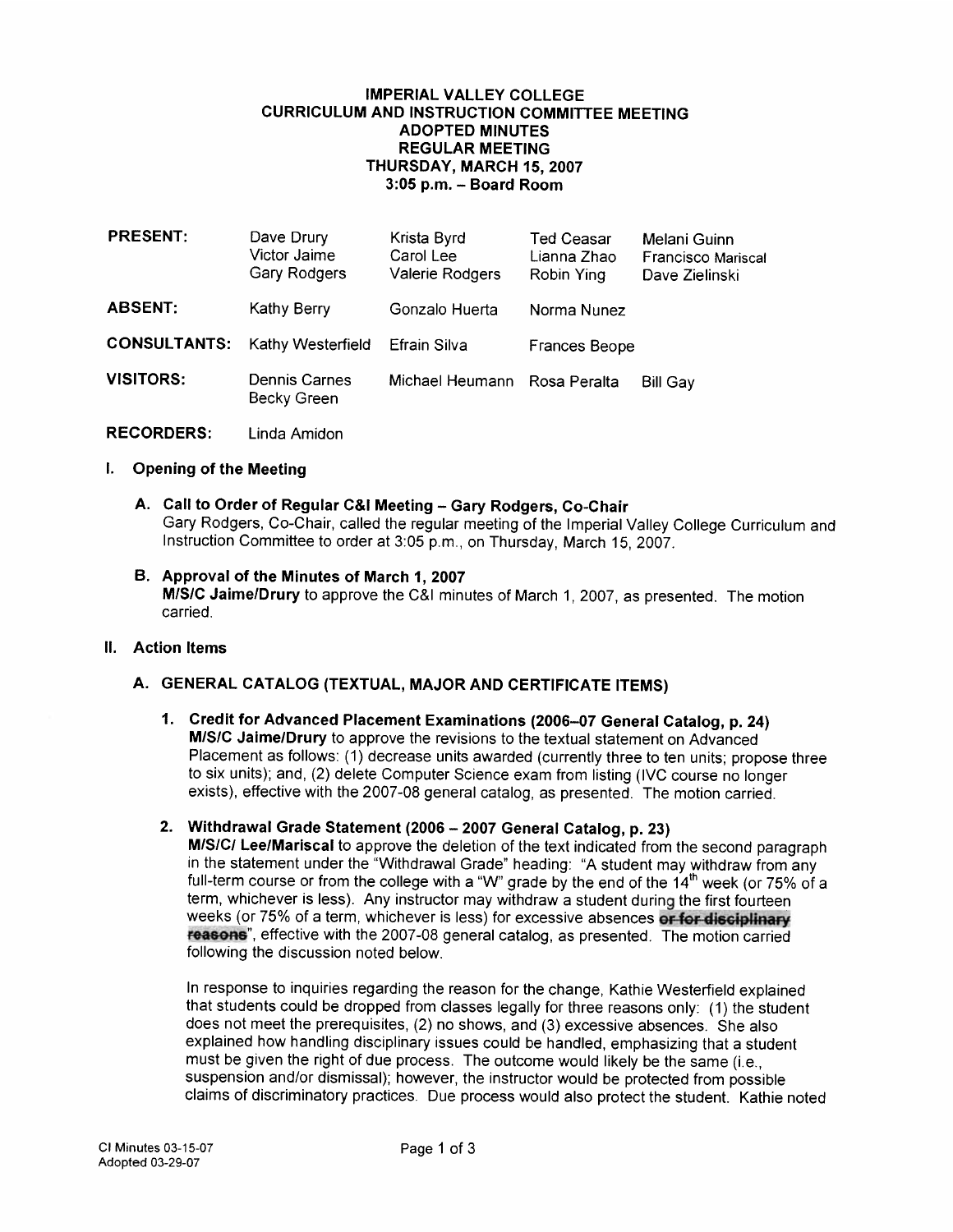# IMPERIAL VALLEY COLLEGE
## CURRICULUM AND INSTRUCTION COMMITTEE MEETING
## ADOPTED MINUTES
## REGULAR MEETING
## THURSDAY, MARCH 15, 2007
## 3:05 p.m. – Board Room

| | | | | |
|---|---|---|---|---|
| **PRESENT:** | Dave Drury<br>Victor Jaime<br>Gary Rodgers | Krista Byrd<br>Carol Lee<br>Valerie Rodgers | Ted Ceasar<br>Lianna Zhao<br>Robin Ying | Melani Guinn<br>Francisco Mariscal<br>Dave Zielinski |
| **ABSENT:** | Kathy Berry | Gonzalo Huerta | Norma Nunez | |
| **CONSULTANTS:** | Kathy Westerfield | Efrain Silva | Frances Beope | |
| **VISITORS:** | Dennis Carnes<br>Becky Green | Michael Heumann | Rosa Peralta | Bill Gay |
| **RECORDERS:** | Linda Amidon | | | |

## I. Opening of the Meeting

### A. Call to Order of Regular C&I Meeting – Gary Rodgers, Co-Chair

Gary Rodgers, Co-Chair, called the regular meeting of the Imperial Valley College Curriculum and Instruction Committee to order at 3:05 p.m., on Thursday, March 15, 2007.

### B. Approval of the Minutes of March 1, 2007

**M/S/C Jaime/Drury** to approve the C&I minutes of March 1, 2007, as presented. The motion carried.

## II. Action Items

### A. GENERAL CATALOG (TEXTUAL, MAJOR AND CERTIFICATE ITEMS)

1. **Credit for Advanced Placement Examinations (2006–07 General Catalog, p. 24)**
   **M/S/C Jaime/Drury** to approve the revisions to the textual statement on Advanced Placement as follows: (1) decrease units awarded (currently three to ten units; propose three to six units); and, (2) delete Computer Science exam from listing (IVC course no longer exists), effective with the 2007-08 general catalog, as presented. The motion carried.

2. **Withdrawal Grade Statement (2006 – 2007 General Catalog, p. 23)**
   **M/S/C/ Lee/Mariscal** to approve the deletion of the text indicated from the second paragraph in the statement under the "Withdrawal Grade" heading: "A student may withdraw from any full-term course or from the college with a "W" grade by the end of the 14th week (or 75% of a term, whichever is less). Any instructor may withdraw a student during the first fourteen weeks (or 75% of a term, whichever is less) for excessive absences ~~**or for disciplinary reasons**~~", effective with the 2007-08 general catalog, as presented. The motion carried following the discussion noted below.

   In response to inquiries regarding the reason for the change, Kathie Westerfield explained that students could be dropped from classes legally for three reasons only: (1) the student does not meet the prerequisites, (2) no shows, and (3) excessive absences. She also explained how handling disciplinary issues could be handled, emphasizing that a student must be given the right of due process. The outcome would likely be the same (i.e., suspension and/or dismissal); however, the instructor would be protected from possible claims of discriminatory practices. Due process would also protect the student. Kathie noted

CI Minutes 03-15-07
Adopted 03-29-07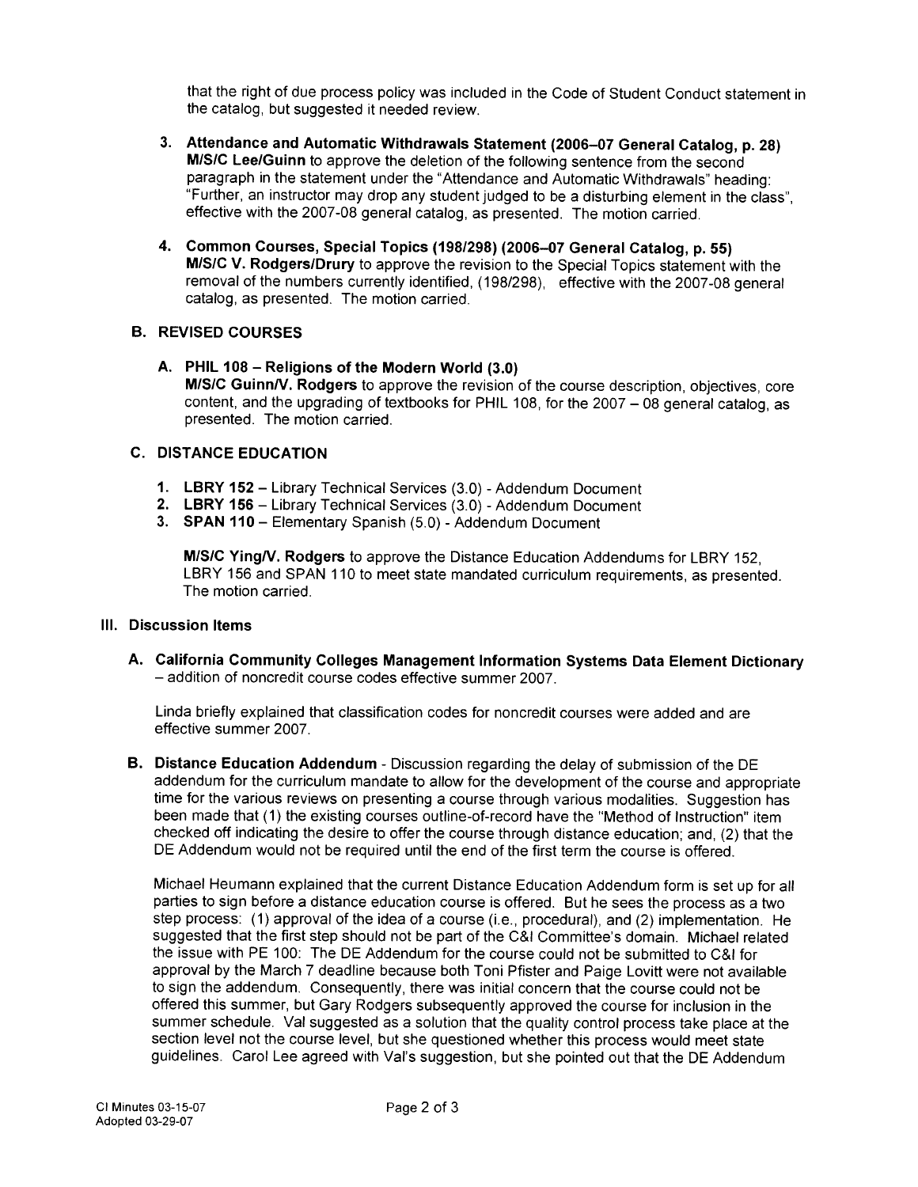that the right of due process policy was included in the Code of Student Conduct statement in the catalog, but suggested it needed review.

3. **Attendance and Automatic Withdrawals Statement (2006–07 General Catalog, p. 28)** **M/S/C Lee/Guinn** to approve the deletion of the following sentence from the second paragraph in the statement under the "Attendance and Automatic Withdrawals" heading: "Further, an instructor may drop any student judged to be a disturbing element in the class", effective with the 2007-08 general catalog, as presented. The motion carried.

4. **Common Courses, Special Topics (198/298) (2006–07 General Catalog, p. 55)** **M/S/C V. Rodgers/Drury** to approve the revision to the Special Topics statement with the removal of the numbers currently identified, (198/298), effective with the 2007-08 general catalog, as presented. The motion carried.

## B. REVISED COURSES

**A. PHIL 108 – Religions of the Modern World (3.0)**
**M/S/C Guinn/V. Rodgers** to approve the revision of the course description, objectives, core content, and the upgrading of textbooks for PHIL 108, for the 2007 – 08 general catalog, as presented. The motion carried.

## C. DISTANCE EDUCATION

1. **LBRY 152** – Library Technical Services (3.0) - Addendum Document
2. **LBRY 156** – Library Technical Services (3.0) - Addendum Document
3. **SPAN 110** – Elementary Spanish (5.0) - Addendum Document

**M/S/C Ying/V. Rodgers** to approve the Distance Education Addendums for LBRY 152, LBRY 156 and SPAN 110 to meet state mandated curriculum requirements, as presented. The motion carried.

# III. Discussion Items

**A. California Community Colleges Management Information Systems Data Element Dictionary** – addition of noncredit course codes effective summer 2007.

Linda briefly explained that classification codes for noncredit courses were added and are effective summer 2007.

**B. Distance Education Addendum** - Discussion regarding the delay of submission of the DE addendum for the curriculum mandate to allow for the development of the course and appropriate time for the various reviews on presenting a course through various modalities. Suggestion has been made that (1) the existing courses outline-of-record have the "Method of Instruction" item checked off indicating the desire to offer the course through distance education; and, (2) that the DE Addendum would not be required until the end of the first term the course is offered.

Michael Heumann explained that the current Distance Education Addendum form is set up for all parties to sign before a distance education course is offered. But he sees the process as a two step process: (1) approval of the idea of a course (i.e., procedural), and (2) implementation. He suggested that the first step should not be part of the C&I Committee's domain. Michael related the issue with PE 100: The DE Addendum for the course could not be submitted to C&I for approval by the March 7 deadline because both Toni Pfister and Paige Lovitt were not available to sign the addendum. Consequently, there was initial concern that the course could not be offered this summer, but Gary Rodgers subsequently approved the course for inclusion in the summer schedule. Val suggested as a solution that the quality control process take place at the section level not the course level, but she questioned whether this process would meet state guidelines. Carol Lee agreed with Val's suggestion, but she pointed out that the DE Addendum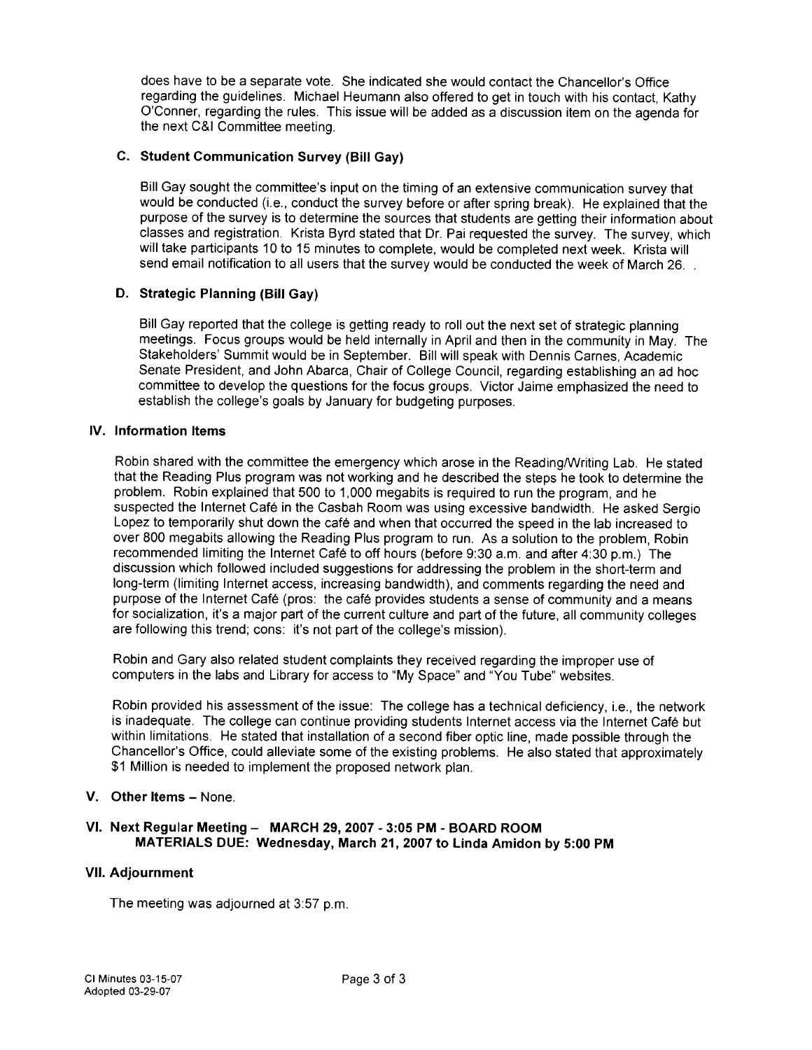does have to be a separate vote. She indicated she would contact the Chancellor's Office regarding the guidelines. Michael Heumann also offered to get in touch with his contact, Kathy O'Conner, regarding the rules. This issue will be added as a discussion item on the agenda for the next C&I Committee meeting.

### C. Student Communication Survey (Bill Gay)

Bill Gay sought the committee's input on the timing of an extensive communication survey that would be conducted (i.e., conduct the survey before or after spring break). He explained that the purpose of the survey is to determine the sources that students are getting their information about classes and registration. Krista Byrd stated that Dr. Pai requested the survey. The survey, which will take participants 10 to 15 minutes to complete, would be completed next week. Krista will send email notification to all users that the survey would be conducted the week of March 26. .

### D. Strategic Planning (Bill Gay)

Bill Gay reported that the college is getting ready to roll out the next set of strategic planning meetings. Focus groups would be held internally in April and then in the community in May. The Stakeholders' Summit would be in September. Bill will speak with Dennis Carnes, Academic Senate President, and John Abarca, Chair of College Council, regarding establishing an ad hoc committee to develop the questions for the focus groups. Victor Jaime emphasized the need to establish the college's goals by January for budgeting purposes.

## IV. Information Items

Robin shared with the committee the emergency which arose in the Reading/Writing Lab. He stated that the Reading Plus program was not working and he described the steps he took to determine the problem. Robin explained that 500 to 1,000 megabits is required to run the program, and he suspected the Internet Café in the Casbah Room was using excessive bandwidth. He asked Sergio Lopez to temporarily shut down the café and when that occurred the speed in the lab increased to over 800 megabits allowing the Reading Plus program to run. As a solution to the problem, Robin recommended limiting the Internet Café to off hours (before 9:30 a.m. and after 4:30 p.m.) The discussion which followed included suggestions for addressing the problem in the short-term and long-term (limiting Internet access, increasing bandwidth), and comments regarding the need and purpose of the Internet Café (pros: the café provides students a sense of community and a means for socialization, it's a major part of the current culture and part of the future, all community colleges are following this trend; cons: it's not part of the college's mission).

Robin and Gary also related student complaints they received regarding the improper use of computers in the labs and Library for access to "My Space" and "You Tube" websites.

Robin provided his assessment of the issue: The college has a technical deficiency, i.e., the network is inadequate. The college can continue providing students Internet access via the Internet Café but within limitations. He stated that installation of a second fiber optic line, made possible through the Chancellor's Office, could alleviate some of the existing problems. He also stated that approximately $1 Million is needed to implement the proposed network plan.

## V. Other Items – None.

## VI. Next Regular Meeting – MARCH 29, 2007 - 3:05 PM - BOARD ROOM

**MATERIALS DUE: Wednesday, March 21, 2007 to Linda Amidon by 5:00 PM**

## VII. Adjournment

The meeting was adjourned at 3:57 p.m.

CI Minutes 03-15-07
Adopted 03-29-07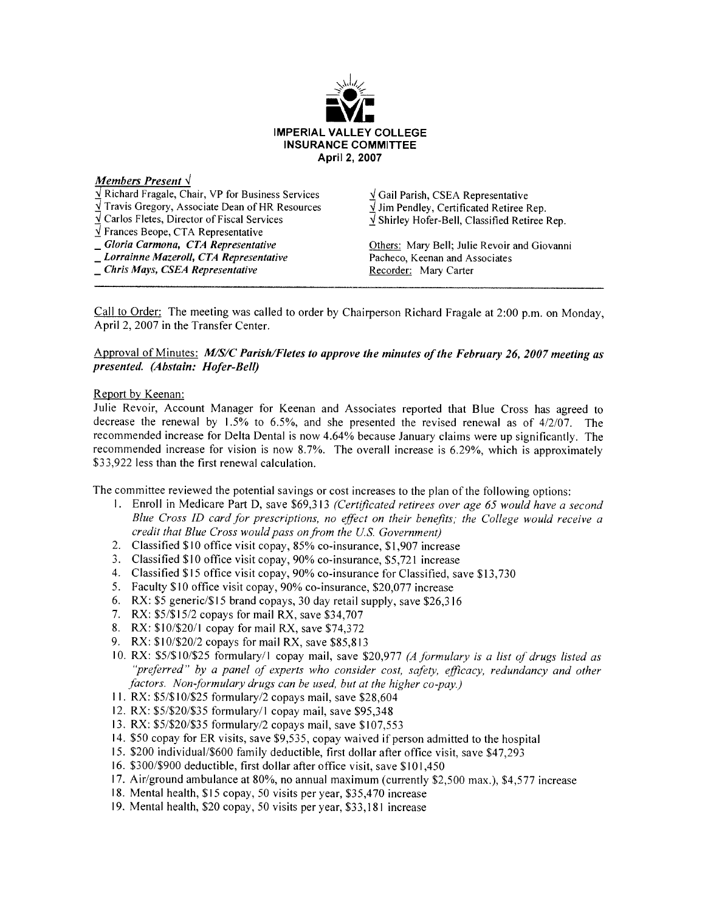**IMPERIAL VALLEY COLLEGE**
**INSURANCE COMMITTEE**
**April 2, 2007**

***Members Present √***

√ Richard Fragale, Chair, VP for Business Services
√ Travis Gregory, Associate Dean of HR Resources
√ Carlos Fletes, Director of Fiscal Services
√ Frances Beope, CTA Representative
_ *Gloria Carmona, CTA Representative*
_ *Lorrainne Mazeroll, CTA Representative*
_ *Chris Mays, CSEA Representative*

√ Gail Parish, CSEA Representative
√ Jim Pendley, Certificated Retiree Rep.
√ Shirley Hofer-Bell, Classified Retiree Rep.

Others: Mary Bell; Julie Revoir and Giovanni Pacheco, Keenan and Associates
Recorder: Mary Carter

---

Call to Order: The meeting was called to order by Chairperson Richard Fragale at 2:00 p.m. on Monday, April 2, 2007 in the Transfer Center.

Approval of Minutes: ***M/S/C Parish/Fletes to approve the minutes of the February 26, 2007 meeting as presented. (Abstain: Hofer-Bell)***

Report by Keenan:
Julie Revoir, Account Manager for Keenan and Associates reported that Blue Cross has agreed to decrease the renewal by 1.5% to 6.5%, and she presented the revised renewal as of 4/2/07. The recommended increase for Delta Dental is now 4.64% because January claims were up significantly. The recommended increase for vision is now 8.7%. The overall increase is 6.29%, which is approximately $33,922 less than the first renewal calculation.

The committee reviewed the potential savings or cost increases to the plan of the following options:

1. Enroll in Medicare Part D, save $69,313 *(Certificated retirees over age 65 would have a second Blue Cross ID card for prescriptions, no effect on their benefits; the College would receive a credit that Blue Cross would pass on from the U.S. Government)*
2. Classified $10 office visit copay, 85% co-insurance, $1,907 increase
3. Classified $10 office visit copay, 90% co-insurance, $5,721 increase
4. Classified $15 office visit copay, 90% co-insurance for Classified, save $13,730
5. Faculty $10 office visit copay, 90% co-insurance, $20,077 increase
6. RX: $5 generic/$15 brand copays, 30 day retail supply, save $26,316
7. RX: $5/$15/2 copays for mail RX, save $34,707
8. RX: $10/$20/1 copay for mail RX, save $74,372
9. RX: $10/$20/2 copays for mail RX, save $85,813
10. RX: $5/$10/$25 formulary/1 copay mail, save $20,977 *(A formulary is a list of drugs listed as "preferred" by a panel of experts who consider cost, safety, efficacy, redundancy and other factors. Non-formulary drugs can be used, but at the higher co-pay.)*
11. RX: $5/$10/$25 formulary/2 copays mail, save $28,604
12. RX: $5/$20/$35 formulary/1 copay mail, save $95,348
13. RX: $5/$20/$35 formulary/2 copays mail, save $107,553
14. $50 copay for ER visits, save $9,535, copay waived if person admitted to the hospital
15. $200 individual/$600 family deductible, first dollar after office visit, save $47,293
16. $300/$900 deductible, first dollar after office visit, save $101,450
17. Air/ground ambulance at 80%, no annual maximum (currently $2,500 max.), $4,577 increase
18. Mental health, $15 copay, 50 visits per year, $35,470 increase
19. Mental health, $20 copay, 50 visits per year, $33,181 increase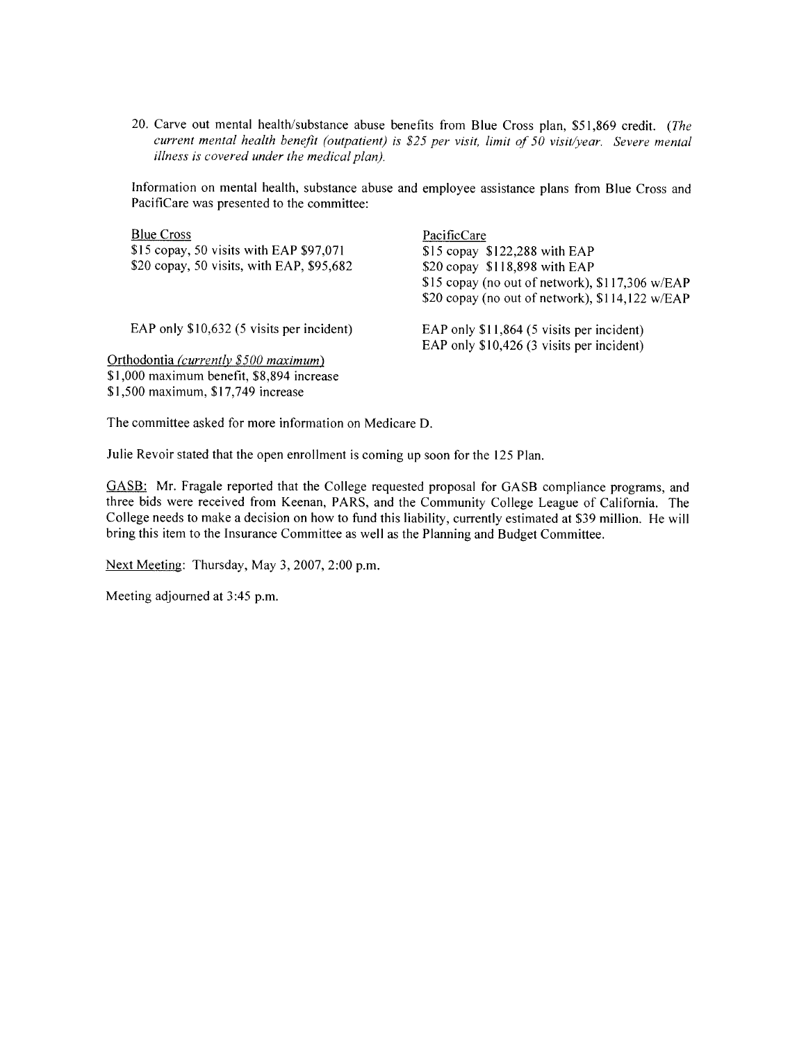20. Carve out mental health/substance abuse benefits from Blue Cross plan, $51,869 credit. *(The current mental health benefit (outpatient) is $25 per visit, limit of 50 visit/year. Severe mental illness is covered under the medical plan).*

Information on mental health, substance abuse and employee assistance plans from Blue Cross and PacifiCare was presented to the committee:

| Blue Cross | PacifiCare |
|---|---|
| $15 copay, 50 visits with EAP $97,071 | $15 copay $122,288 with EAP |
| $20 copay, 50 visits, with EAP, $95,682 | $20 copay $118,898 with EAP |
| | $15 copay (no out of network), $117,306 w/EAP |
| | $20 copay (no out of network), $114,122 w/EAP |
| EAP only $10,632 (5 visits per incident) | EAP only $11,864 (5 visits per incident) |
| | EAP only $10,426 (3 visits per incident) |

Orthodontia *(currently $500 maximum)*
$1,000 maximum benefit, $8,894 increase
$1,500 maximum, $17,749 increase

The committee asked for more information on Medicare D.

Julie Revoir stated that the open enrollment is coming up soon for the 125 Plan.

GASB: Mr. Fragale reported that the College requested proposal for GASB compliance programs, and three bids were received from Keenan, PARS, and the Community College League of California. The College needs to make a decision on how to fund this liability, currently estimated at $39 million. He will bring this item to the Insurance Committee as well as the Planning and Budget Committee.

Next Meeting: Thursday, May 3, 2007, 2:00 p.m.

Meeting adjourned at 3:45 p.m.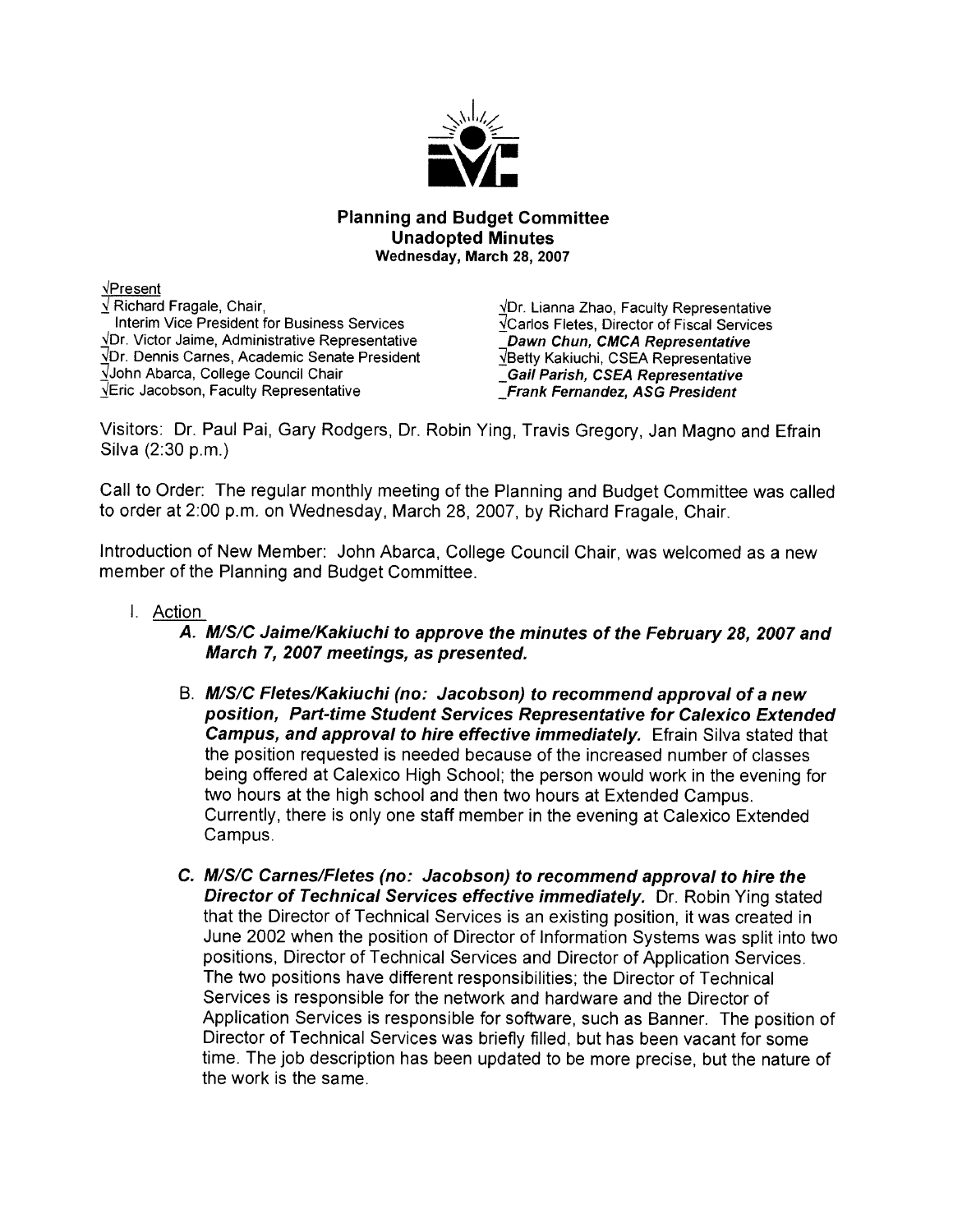# Planning and Budget Committee
## Unadopted Minutes
**Wednesday, March 28, 2007**

√Present

| | |
|---|---|
| √Richard Fragale, Chair, Interim Vice President for Business Services | √Dr. Lianna Zhao, Faculty Representative |
| √Dr. Victor Jaime, Administrative Representative | √Carlos Fletes, Director of Fiscal Services |
| √Dr. Dennis Carnes, Academic Senate President | ***_Dawn Chun, CMCA Representative*** |
| √John Abarca, College Council Chair | √Betty Kakiuchi, CSEA Representative |
| √Eric Jacobson, Faculty Representative | ***_Gail Parish, CSEA Representative*** |
| | ***_Frank Fernandez, ASG President*** |

Visitors: Dr. Paul Pai, Gary Rodgers, Dr. Robin Ying, Travis Gregory, Jan Magno and Efrain Silva (2:30 p.m.)

Call to Order: The regular monthly meeting of the Planning and Budget Committee was called to order at 2:00 p.m. on Wednesday, March 28, 2007, by Richard Fragale, Chair.

Introduction of New Member: John Abarca, College Council Chair, was welcomed as a new member of the Planning and Budget Committee.

I. Action

A. ***M/S/C Jaime/Kakiuchi to approve the minutes of the February 28, 2007 and March 7, 2007 meetings, as presented.***

B. ***M/S/C Fletes/Kakiuchi (no: Jacobson) to recommend approval of a new position, Part-time Student Services Representative for Calexico Extended Campus, and approval to hire effective immediately.*** Efrain Silva stated that the position requested is needed because of the increased number of classes being offered at Calexico High School; the person would work in the evening for two hours at the high school and then two hours at Extended Campus. Currently, there is only one staff member in the evening at Calexico Extended Campus.

C. ***M/S/C Carnes/Fletes (no: Jacobson) to recommend approval to hire the Director of Technical Services effective immediately.*** Dr. Robin Ying stated that the Director of Technical Services is an existing position, it was created in June 2002 when the position of Director of Information Systems was split into two positions, Director of Technical Services and Director of Application Services. The two positions have different responsibilities; the Director of Technical Services is responsible for the network and hardware and the Director of Application Services is responsible for software, such as Banner. The position of Director of Technical Services was briefly filled, but has been vacant for some time. The job description has been updated to be more precise, but the nature of the work is the same.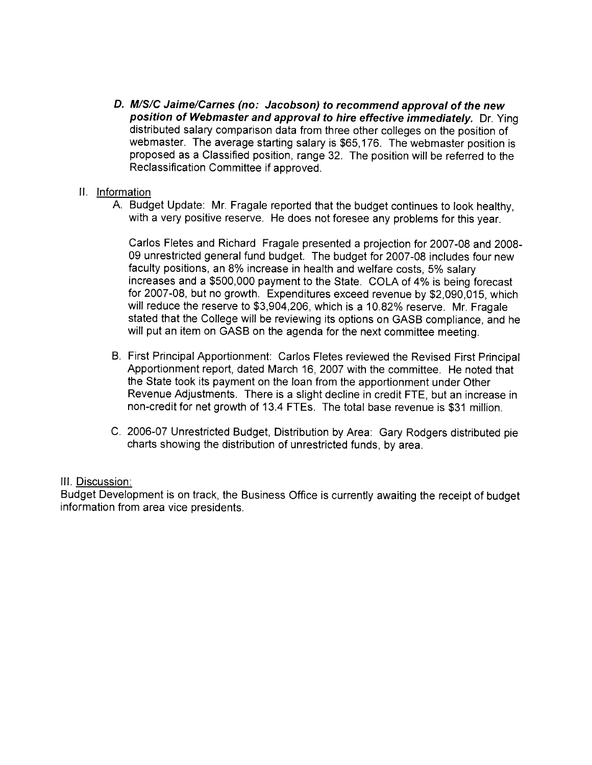D. ***M/S/C Jaime/Carnes (no: Jacobson) to recommend approval of the new position of Webmaster and approval to hire effective immediately.*** Dr. Ying distributed salary comparison data from three other colleges on the position of webmaster. The average starting salary is $65,176. The webmaster position is proposed as a Classified position, range 32. The position will be referred to the Reclassification Committee if approved.

II. <u>Information</u>

A. Budget Update: Mr. Fragale reported that the budget continues to look healthy, with a very positive reserve. He does not foresee any problems for this year.

   Carlos Fletes and Richard Fragale presented a projection for 2007-08 and 2008-09 unrestricted general fund budget. The budget for 2007-08 includes four new faculty positions, an 8% increase in health and welfare costs, 5% salary increases and a $500,000 payment to the State. COLA of 4% is being forecast for 2007-08, but no growth. Expenditures exceed revenue by $2,090,015, which will reduce the reserve to $3,904,206, which is a 10.82% reserve. Mr. Fragale stated that the College will be reviewing its options on GASB compliance, and he will put an item on GASB on the agenda for the next committee meeting.

B. First Principal Apportionment: Carlos Fletes reviewed the Revised First Principal Apportionment report, dated March 16, 2007 with the committee. He noted that the State took its payment on the loan from the apportionment under Other Revenue Adjustments. There is a slight decline in credit FTE, but an increase in non-credit for net growth of 13.4 FTEs. The total base revenue is $31 million.

C. 2006-07 Unrestricted Budget, Distribution by Area: Gary Rodgers distributed pie charts showing the distribution of unrestricted funds, by area.

III. <u>Discussion:</u>

Budget Development is on track, the Business Office is currently awaiting the receipt of budget information from area vice presidents.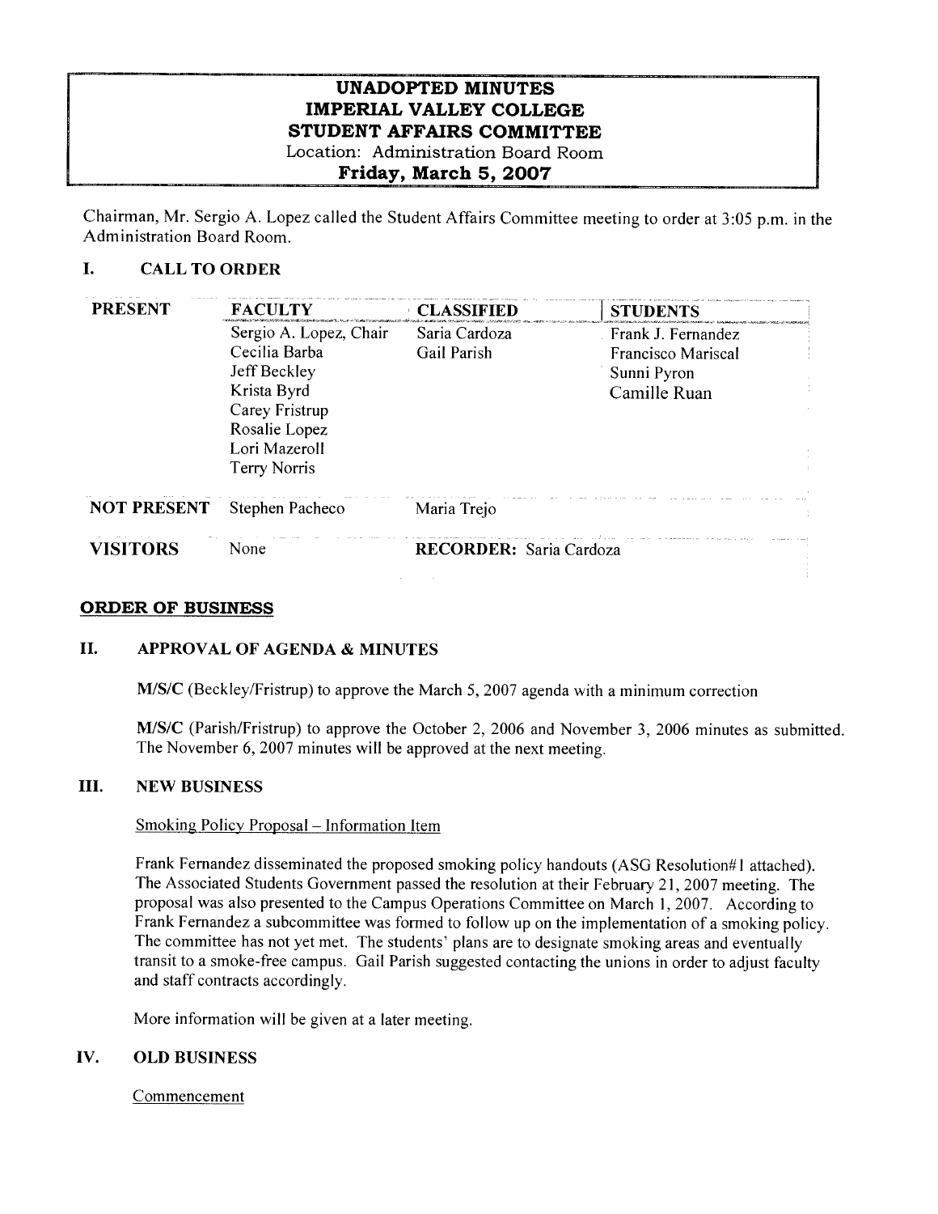# UNADOPTED MINUTES
# IMPERIAL VALLEY COLLEGE
# STUDENT AFFAIRS COMMITTEE

Location: Administration Board Room

**Friday, March 5, 2007**

Chairman, Mr. Sergio A. Lopez called the Student Affairs Committee meeting to order at 3:05 p.m. in the Administration Board Room.

## I. CALL TO ORDER

| PRESENT | FACULTY | CLASSIFIED | STUDENTS |
|---|---|---|---|
| | Sergio A. Lopez, Chair | Saria Cardoza | Frank J. Fernandez |
| | Cecilia Barba | Gail Parish | Francisco Mariscal |
| | Jeff Beckley | | Sunni Pyron |
| | Krista Byrd | | Camille Ruan |
| | Carey Fristrup | | |
| | Rosalie Lopez | | |
| | Lori Mazeroll | | |
| | Terry Norris | | |
| **NOT PRESENT** | Stephen Pacheco | Maria Trejo | |
| **VISITORS** | None | **RECORDER:** Saria Cardoza | |

## ORDER OF BUSINESS

## II. APPROVAL OF AGENDA & MINUTES

**M/S/C** (Beckley/Fristrup) to approve the March 5, 2007 agenda with a minimum correction

**M/S/C** (Parish/Fristrup) to approve the October 2, 2006 and November 3, 2006 minutes as submitted. The November 6, 2007 minutes will be approved at the next meeting.

## III. NEW BUSINESS

Smoking Policy Proposal – Information Item

Frank Fernandez disseminated the proposed smoking policy handouts (ASG Resolution#1 attached). The Associated Students Government passed the resolution at their February 21, 2007 meeting. The proposal was also presented to the Campus Operations Committee on March 1, 2007. According to Frank Fernandez a subcommittee was formed to follow up on the implementation of a smoking policy. The committee has not yet met. The students' plans are to designate smoking areas and eventually transit to a smoke-free campus. Gail Parish suggested contacting the unions in order to adjust faculty and staff contracts accordingly.

More information will be given at a later meeting.

## IV. OLD BUSINESS

Commencement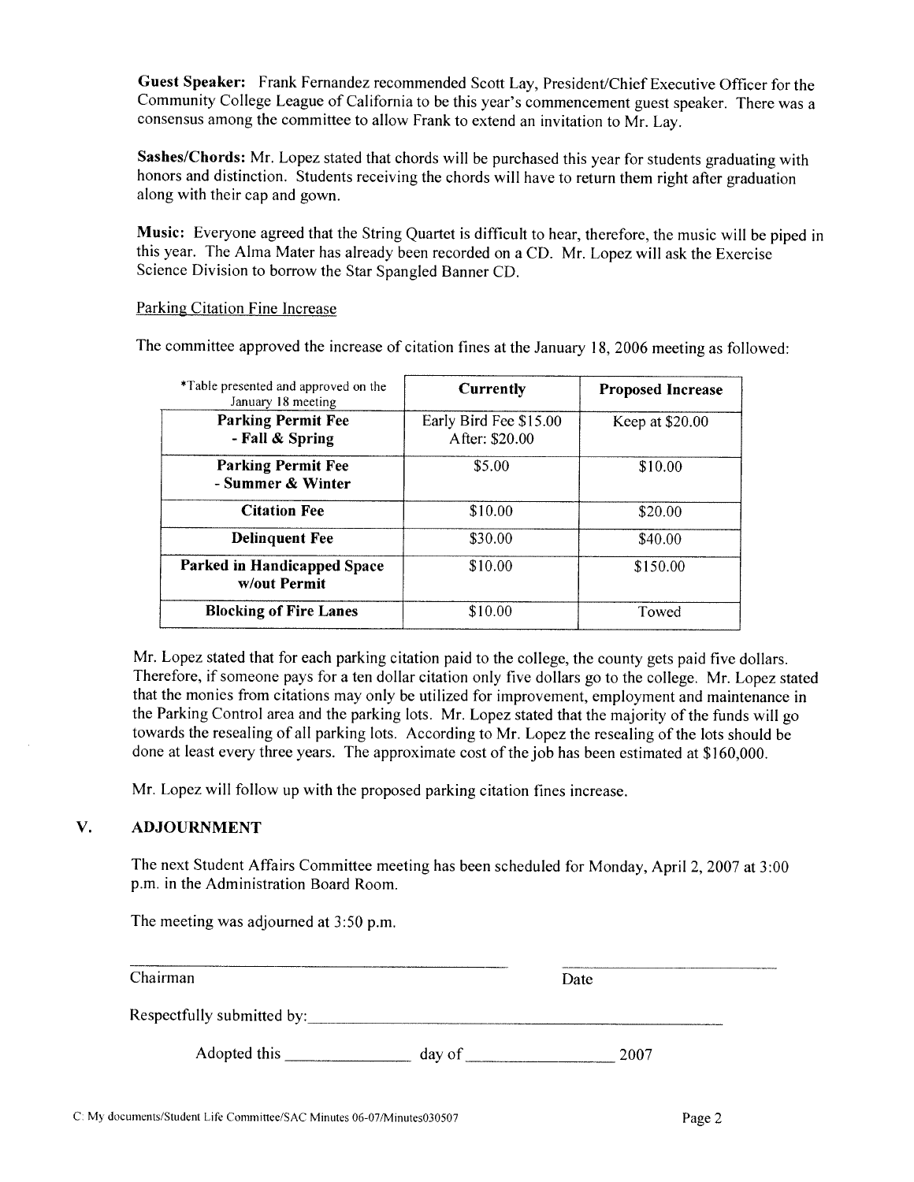**Guest Speaker:** Frank Fernandez recommended Scott Lay, President/Chief Executive Officer for the Community College League of California to be this year's commencement guest speaker. There was a consensus among the committee to allow Frank to extend an invitation to Mr. Lay.

**Sashes/Chords:** Mr. Lopez stated that chords will be purchased this year for students graduating with honors and distinction. Students receiving the chords will have to return them right after graduation along with their cap and gown.

**Music:** Everyone agreed that the String Quartet is difficult to hear, therefore, the music will be piped in this year. The Alma Mater has already been recorded on a CD. Mr. Lopez will ask the Exercise Science Division to borrow the Star Spangled Banner CD.

<u>Parking Citation Fine Increase</u>

The committee approved the increase of citation fines at the January 18, 2006 meeting as followed:

| *Table presented and approved on the January 18 meeting | **Currently** | **Proposed Increase** |
|---|---|---|
| **Parking Permit Fee - Fall & Spring** | Early Bird Fee $15.00 After: $20.00 | Keep at $20.00 |
| **Parking Permit Fee - Summer & Winter** | $5.00 | $10.00 |
| **Citation Fee** | $10.00 | $20.00 |
| **Delinquent Fee** | $30.00 | $40.00 |
| **Parked in Handicapped Space w/out Permit** | $10.00 | $150.00 |
| **Blocking of Fire Lanes** | $10.00 | Towed |

Mr. Lopez stated that for each parking citation paid to the college, the county gets paid five dollars. Therefore, if someone pays for a ten dollar citation only five dollars go to the college. Mr. Lopez stated that the monies from citations may only be utilized for improvement, employment and maintenance in the Parking Control area and the parking lots. Mr. Lopez stated that the majority of the funds will go towards the resealing of all parking lots. According to Mr. Lopez the resealing of the lots should be done at least every three years. The approximate cost of the job has been estimated at $160,000.

Mr. Lopez will follow up with the proposed parking citation fines increase.

## V. ADJOURNMENT

The next Student Affairs Committee meeting has been scheduled for Monday, April 2, 2007 at 3:00 p.m. in the Administration Board Room.

The meeting was adjourned at 3:50 p.m.

\_\_\_\_\_\_\_\_\_\_\_\_\_\_\_\_\_\_\_\_\_\_\_\_\_\_\_\_\_\_ \_\_\_\_\_\_\_\_\_\_\_\_\_\_\_\_\_\_

Chairman Date

Respectfully submitted by: \_\_\_\_\_\_\_\_\_\_\_\_\_\_\_\_\_\_\_\_\_\_\_\_\_\_\_\_\_\_

Adopted this \_\_\_\_\_\_\_\_\_\_ day of \_\_\_\_\_\_\_\_\_\_\_\_ 2007

C: My documents/Student Life Committee/SAC Minutes 06-07/Minutes030507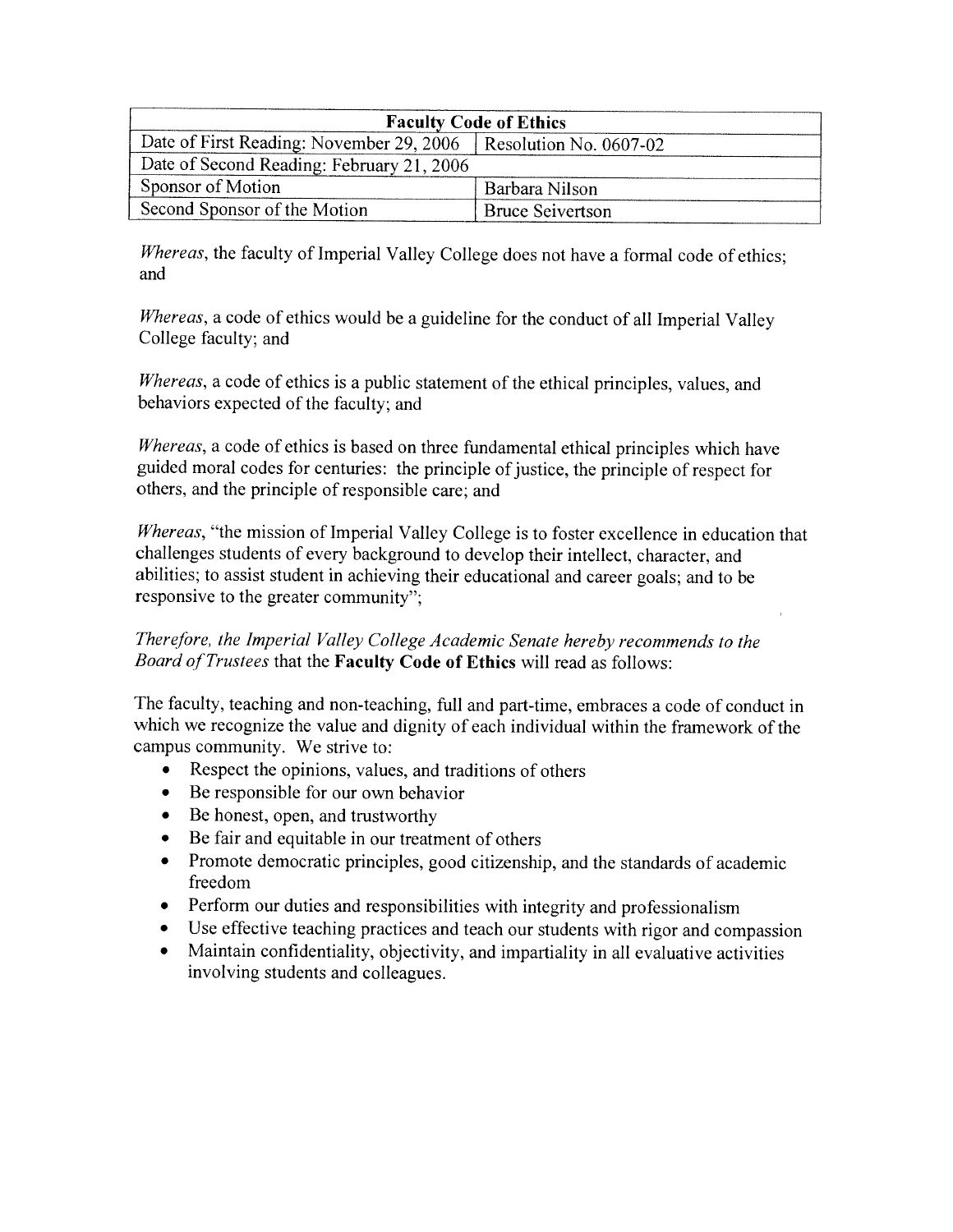| Faculty Code of Ethics | |
|---|---|
| Date of First Reading: November 29, 2006 | Resolution No. 0607-02 |
| Date of Second Reading: February 21, 2006 | |
| Sponsor of Motion | Barbara Nilson |
| Second Sponsor of the Motion | Bruce Seivertson |

*Whereas*, the faculty of Imperial Valley College does not have a formal code of ethics; and

*Whereas*, a code of ethics would be a guideline for the conduct of all Imperial Valley College faculty; and

*Whereas*, a code of ethics is a public statement of the ethical principles, values, and behaviors expected of the faculty; and

*Whereas*, a code of ethics is based on three fundamental ethical principles which have guided moral codes for centuries: the principle of justice, the principle of respect for others, and the principle of responsible care; and

*Whereas*, "the mission of Imperial Valley College is to foster excellence in education that challenges students of every background to develop their intellect, character, and abilities; to assist student in achieving their educational and career goals; and to be responsive to the greater community";

*Therefore, the Imperial Valley College Academic Senate hereby recommends to the Board of Trustees* that the **Faculty Code of Ethics** will read as follows:

The faculty, teaching and non-teaching, full and part-time, embraces a code of conduct in which we recognize the value and dignity of each individual within the framework of the campus community. We strive to:

- Respect the opinions, values, and traditions of others
- Be responsible for our own behavior
- Be honest, open, and trustworthy
- Be fair and equitable in our treatment of others
- Promote democratic principles, good citizenship, and the standards of academic freedom
- Perform our duties and responsibilities with integrity and professionalism
- Use effective teaching practices and teach our students with rigor and compassion
- Maintain confidentiality, objectivity, and impartiality in all evaluative activities involving students and colleagues.